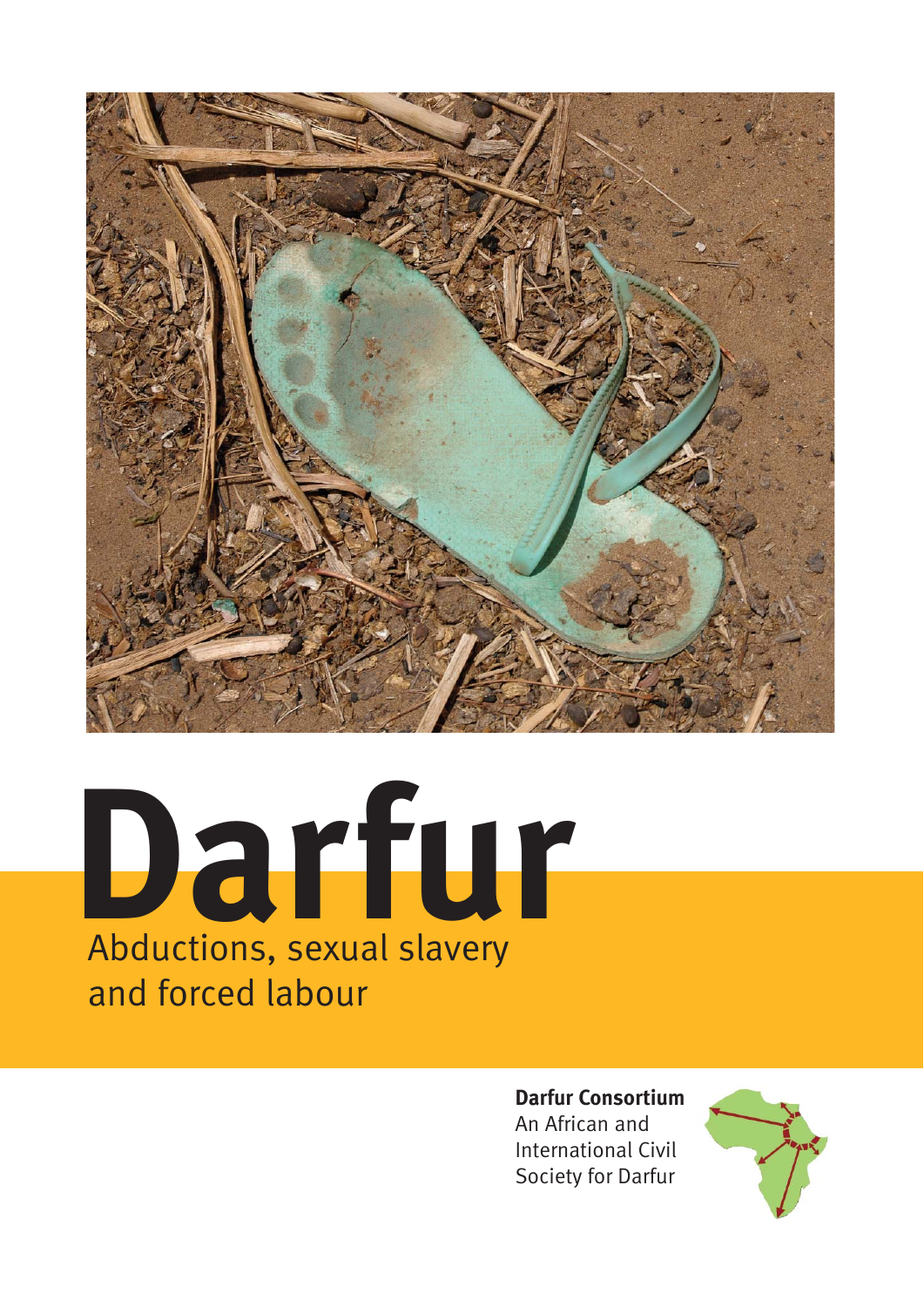# Darfur

## Abductions, sexual slavery and forced labour

**Darfur Consortium**
An African and International Civil Society for Darfur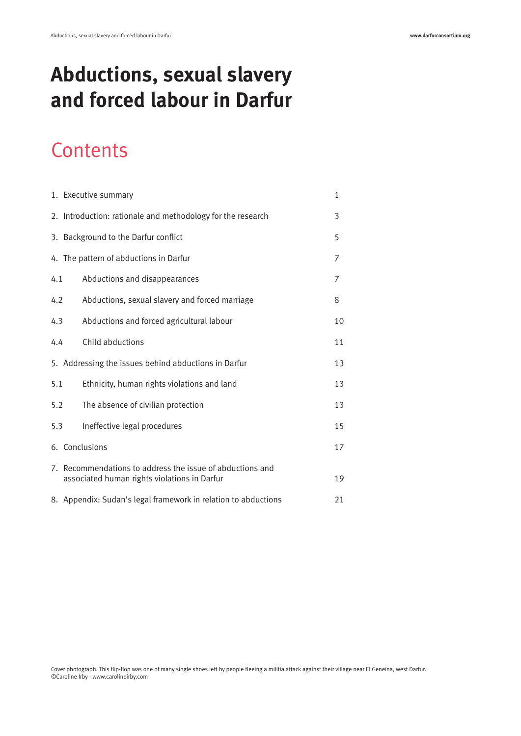# Abductions, sexual slavery and forced labour in Darfur

## Contents

| | | |
|---|---|---|
| 1. | Executive summary | 1 |
| 2. | Introduction: rationale and methodology for the research | 3 |
| 3. | Background to the Darfur conflict | 5 |
| 4. | The pattern of abductions in Darfur | 7 |
| 4.1 | Abductions and disappearances | 7 |
| 4.2 | Abductions, sexual slavery and forced marriage | 8 |
| 4.3 | Abductions and forced agricultural labour | 10 |
| 4.4 | Child abductions | 11 |
| 5. | Addressing the issues behind abductions in Darfur | 13 |
| 5.1 | Ethnicity, human rights violations and land | 13 |
| 5.2 | The absence of civilian protection | 13 |
| 5.3 | Ineffective legal procedures | 15 |
| 6. | Conclusions | 17 |
| 7. | Recommendations to address the issue of abductions and associated human rights violations in Darfur | 19 |
| 8. | Appendix: Sudan's legal framework in relation to abductions | 21 |

Cover photograph: This flip-flop was one of many single shoes left by people fleeing a militia attack against their village near El Geneina, west Darfur. ©Caroline Irby - www.carolineirby.com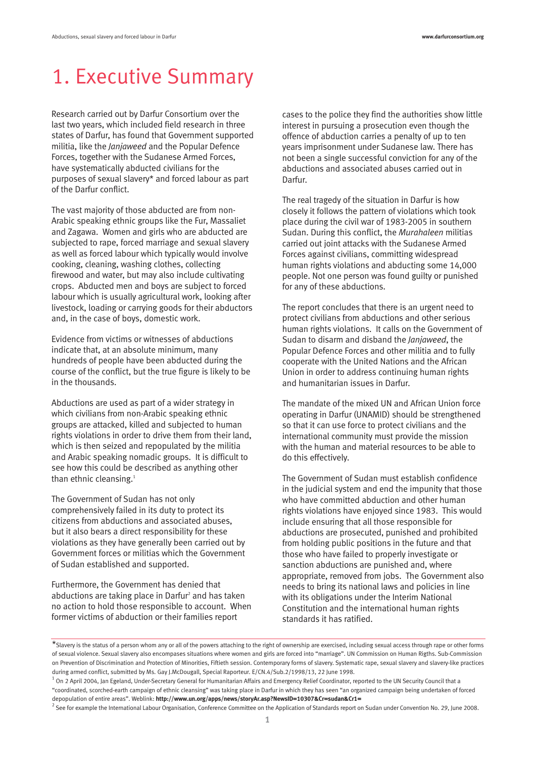# 1. Executive Summary

Research carried out by Darfur Consortium over the last two years, which included field research in three states of Darfur, has found that Government supported militia, like the *Janjaweed* and the Popular Defence Forces, together with the Sudanese Armed Forces, have systematically abducted civilians for the purposes of sexual slavery* and forced labour as part of the Darfur conflict.

The vast majority of those abducted are from non-Arabic speaking ethnic groups like the Fur, Massaliet and Zagawa. Women and girls who are abducted are subjected to rape, forced marriage and sexual slavery as well as forced labour which typically would involve cooking, cleaning, washing clothes, collecting firewood and water, but may also include cultivating crops. Abducted men and boys are subject to forced labour which is usually agricultural work, looking after livestock, loading or carrying goods for their abductors and, in the case of boys, domestic work.

Evidence from victims or witnesses of abductions indicate that, at an absolute minimum, many hundreds of people have been abducted during the course of the conflict, but the true figure is likely to be in the thousands.

Abductions are used as part of a wider strategy in which civilians from non-Arabic speaking ethnic groups are attacked, killed and subjected to human rights violations in order to drive them from their land, which is then seized and repopulated by the militia and Arabic speaking nomadic groups. It is difficult to see how this could be described as anything other than ethnic cleansing.[1]

The Government of Sudan has not only comprehensively failed in its duty to protect its citizens from abductions and associated abuses, but it also bears a direct responsibility for these violations as they have generally been carried out by Government forces or militias which the Government of Sudan established and supported.

Furthermore, the Government has denied that abductions are taking place in Darfur[2] and has taken no action to hold those responsible to account. When former victims of abduction or their families report cases to the police they find the authorities show little interest in pursuing a prosecution even though the offence of abduction carries a penalty of up to ten years imprisonment under Sudanese law. There has not been a single successful conviction for any of the abductions and associated abuses carried out in Darfur.

The real tragedy of the situation in Darfur is how closely it follows the pattern of violations which took place during the civil war of 1983-2005 in southern Sudan. During this conflict, the *Murahaleen* militias carried out joint attacks with the Sudanese Armed Forces against civilians, committing widespread human rights violations and abducting some 14,000 people. Not one person was found guilty or punished for any of these abductions.

The report concludes that there is an urgent need to protect civilians from abductions and other serious human rights violations. It calls on the Government of Sudan to disarm and disband the *Janjaweed*, the Popular Defence Forces and other militia and to fully cooperate with the United Nations and the African Union in order to address continuing human rights and humanitarian issues in Darfur.

The mandate of the mixed UN and African Union force operating in Darfur (UNAMID) should be strengthened so that it can use force to protect civilians and the international community must provide the mission with the human and material resources to be able to do this effectively.

The Government of Sudan must establish confidence in the judicial system and end the impunity that those who have committed abduction and other human rights violations have enjoyed since 1983. This would include ensuring that all those responsible for abductions are prosecuted, punished and prohibited from holding public positions in the future and that those who have failed to properly investigate or sanction abductions are punished and, where appropriate, removed from jobs. The Government also needs to bring its national laws and policies in line with its obligations under the Interim National Constitution and the international human rights standards it has ratified.

---

*Slavery is the status of a person whom any or all of the powers attaching to the right of ownership are exercised, including sexual access through rape or other forms of sexual violence. Sexual slavery also encompasses situations where women and girls are forced into "marriage". UN Commission on Human Rigths. Sub-Commission on Prevention of Discrimination and Protection of Minorities, Fiftieth session. Contemporary forms of slavery. Systematic rape, sexual slavery and slavery-like practices during armed conflict, submitted by Ms. Gay J.McDougall, Special Raporteur. E/CN.4/Sub.2/1998/13, 22 June 1998.

[1] On 2 April 2004, Jan Egeland, Under-Secretary General for Humanitarian Affairs and Emergency Relief Coordinator, reported to the UN Security Council that a "coordinated, scorched-earth campaign of ethnic cleansing" was taking place in Darfur in which they has seen "an organized campaign being undertaken of forced depopulation of entire areas". Weblink: **http://www.un.org/apps/news/storyAr.asp?NewsID=10307&Cr=sudan&Cr1=**

[2] See for example the International Labour Organisation, Conference Committee on the Application of Standards report on Sudan under Convention No. 29, June 2008.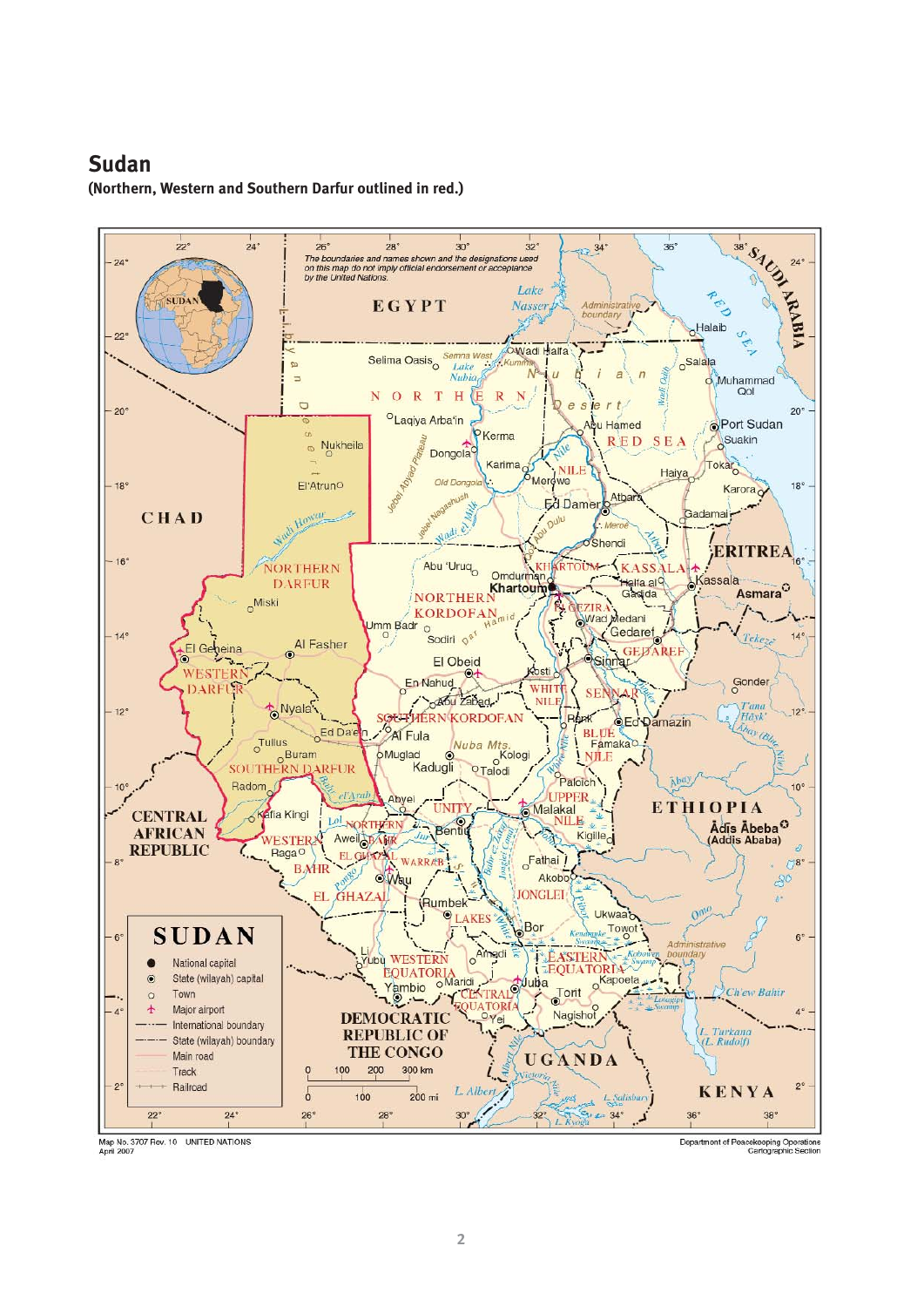## Sudan

**(Northern, Western and Southern Darfur outlined in red.)**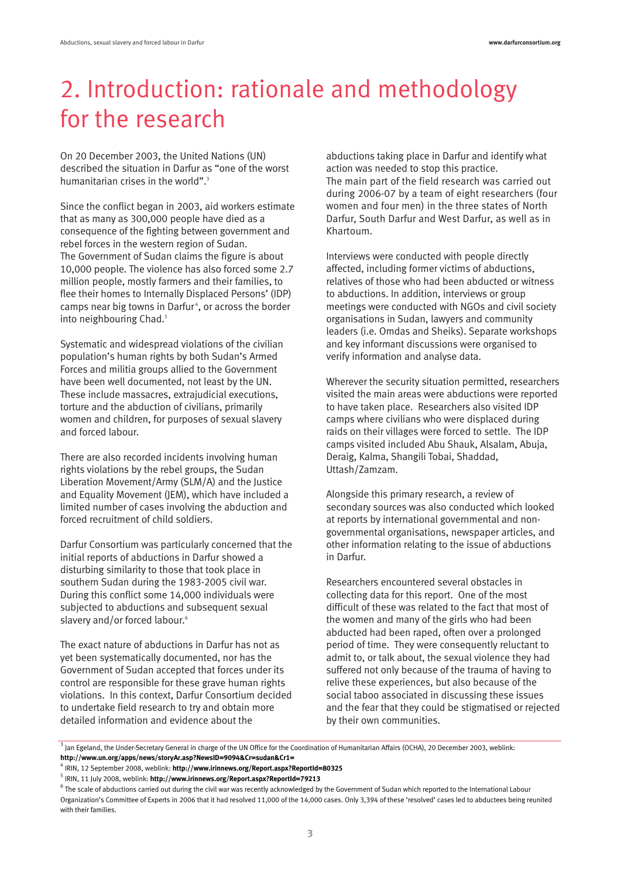# 2. Introduction: rationale and methodology for the research

On 20 December 2003, the United Nations (UN) described the situation in Darfur as "one of the worst humanitarian crises in the world".[3]

Since the conflict began in 2003, aid workers estimate that as many as 300,000 people have died as a consequence of the fighting between government and rebel forces in the western region of Sudan. The Government of Sudan claims the figure is about 10,000 people. The violence has also forced some 2.7 million people, mostly farmers and their families, to flee their homes to Internally Displaced Persons' (IDP) camps near big towns in Darfur[4], or across the border into neighbouring Chad.[5]

Systematic and widespread violations of the civilian population's human rights by both Sudan's Armed Forces and militia groups allied to the Government have been well documented, not least by the UN. These include massacres, extrajudicial executions, torture and the abduction of civilians, primarily women and children, for purposes of sexual slavery and forced labour.

There are also recorded incidents involving human rights violations by the rebel groups, the Sudan Liberation Movement/Army (SLM/A) and the Justice and Equality Movement (JEM), which have included a limited number of cases involving the abduction and forced recruitment of child soldiers.

Darfur Consortium was particularly concerned that the initial reports of abductions in Darfur showed a disturbing similarity to those that took place in southern Sudan during the 1983-2005 civil war. During this conflict some 14,000 individuals were subjected to abductions and subsequent sexual slavery and/or forced labour.[6]

The exact nature of abductions in Darfur has not as yet been systematically documented, nor has the Government of Sudan accepted that forces under its control are responsible for these grave human rights violations. In this context, Darfur Consortium decided to undertake field research to try and obtain more detailed information and evidence about the abductions taking place in Darfur and identify what action was needed to stop this practice.
The main part of the field research was carried out during 2006-07 by a team of eight researchers (four women and four men) in the three states of North Darfur, South Darfur and West Darfur, as well as in Khartoum.

Interviews were conducted with people directly affected, including former victims of abductions, relatives of those who had been abducted or witness to abductions. In addition, interviews or group meetings were conducted with NGOs and civil society organisations in Sudan, lawyers and community leaders (i.e. Omdas and Sheiks). Separate workshops and key informant discussions were organised to verify information and analyse data.

Wherever the security situation permitted, researchers visited the main areas were abductions were reported to have taken place. Researchers also visited IDP camps where civilians who were displaced during raids on their villages were forced to settle. The IDP camps visited included Abu Shauk, Alsalam, Abuja, Deraig, Kalma, Shangili Tobai, Shaddad, Uttash/Zamzam.

Alongside this primary research, a review of secondary sources was also conducted which looked at reports by international governmental and non-governmental organisations, newspaper articles, and other information relating to the issue of abductions in Darfur.

Researchers encountered several obstacles in collecting data for this report. One of the most difficult of these was related to the fact that most of the women and many of the girls who had been abducted had been raped, often over a prolonged period of time. They were consequently reluctant to admit to, or talk about, the sexual violence they had suffered not only because of the trauma of having to relive these experiences, but also because of the social taboo associated in discussing these issues and the fear that they could be stigmatised or rejected by their own communities.

---

[3] Jan Egeland, the Under-Secretary General in charge of the UN Office for the Coordination of Humanitarian Affairs (OCHA), 20 December 2003, weblink: **http://www.un.org/apps/news/storyAr.asp?NewsID=9094&Cr=sudan&Cr1=**

[4] IRIN, 12 September 2008, weblink: **http://www.irinnews.org/Report.aspx?ReportId=80325**

[5] IRIN, 11 July 2008, weblink: **http://www.irinnews.org/Report.aspx?ReportId=79213**

[6] The scale of abductions carried out during the civil war was recently acknowledged by the Government of Sudan which reported to the International Labour Organization's Committee of Experts in 2006 that it had resolved 11,000 of the 14,000 cases. Only 3,394 of these 'resolved' cases led to abductees being reunited with their families.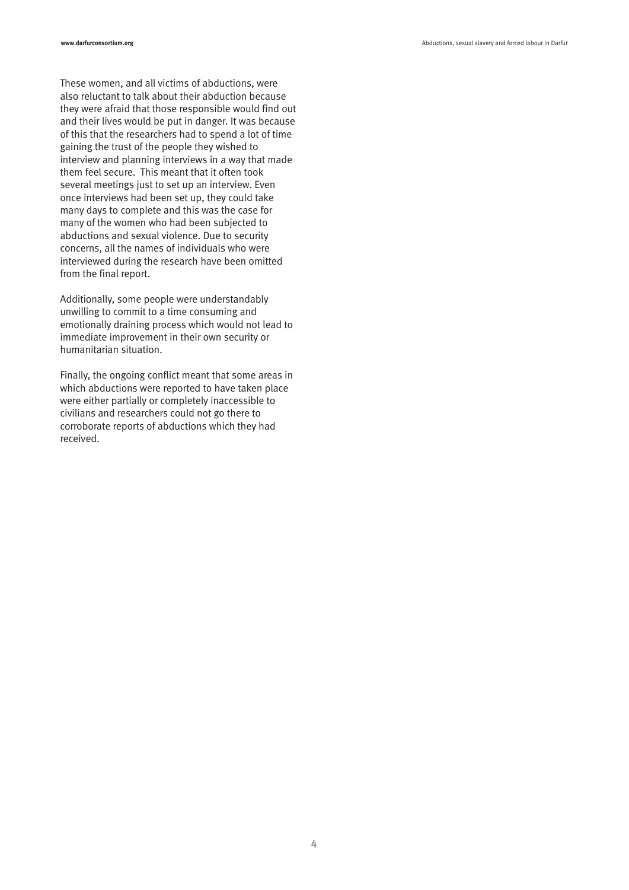These women, and all victims of abductions, were also reluctant to talk about their abduction because they were afraid that those responsible would find out and their lives would be put in danger. It was because of this that the researchers had to spend a lot of time gaining the trust of the people they wished to interview and planning interviews in a way that made them feel secure. This meant that it often took several meetings just to set up an interview. Even once interviews had been set up, they could take many days to complete and this was the case for many of the women who had been subjected to abductions and sexual violence. Due to security concerns, all the names of individuals who were interviewed during the research have been omitted from the final report.

Additionally, some people were understandably unwilling to commit to a time consuming and emotionally draining process which would not lead to immediate improvement in their own security or humanitarian situation.

Finally, the ongoing conflict meant that some areas in which abductions were reported to have taken place were either partially or completely inaccessible to civilians and researchers could not go there to corroborate reports of abductions which they had received.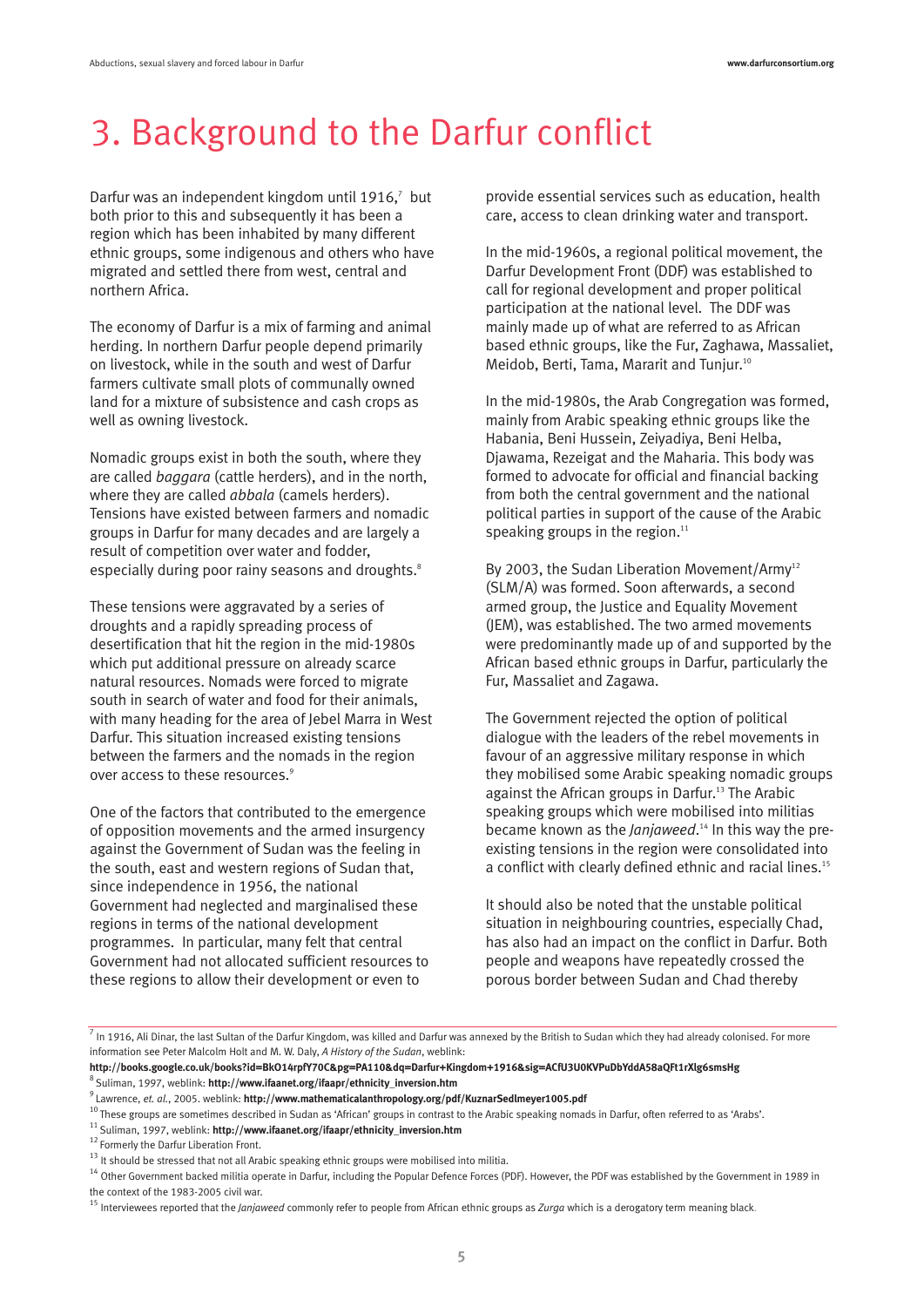# 3. Background to the Darfur conflict

Darfur was an independent kingdom until 1916,[7] but both prior to this and subsequently it has been a region which has been inhabited by many different ethnic groups, some indigenous and others who have migrated and settled there from west, central and northern Africa.

The economy of Darfur is a mix of farming and animal herding. In northern Darfur people depend primarily on livestock, while in the south and west of Darfur farmers cultivate small plots of communally owned land for a mixture of subsistence and cash crops as well as owning livestock.

Nomadic groups exist in both the south, where they are called *baggara* (cattle herders), and in the north, where they are called *abbala* (camels herders). Tensions have existed between farmers and nomadic groups in Darfur for many decades and are largely a result of competition over water and fodder, especially during poor rainy seasons and droughts.[8]

These tensions were aggravated by a series of droughts and a rapidly spreading process of desertification that hit the region in the mid-1980s which put additional pressure on already scarce natural resources. Nomads were forced to migrate south in search of water and food for their animals, with many heading for the area of Jebel Marra in West Darfur. This situation increased existing tensions between the farmers and the nomads in the region over access to these resources.[9]

One of the factors that contributed to the emergence of opposition movements and the armed insurgency against the Government of Sudan was the feeling in the south, east and western regions of Sudan that, since independence in 1956, the national Government had neglected and marginalised these regions in terms of the national development programmes. In particular, many felt that central Government had not allocated sufficient resources to these regions to allow their development or even to provide essential services such as education, health care, access to clean drinking water and transport.

In the mid-1960s, a regional political movement, the Darfur Development Front (DDF) was established to call for regional development and proper political participation at the national level. The DDF was mainly made up of what are referred to as African based ethnic groups, like the Fur, Zaghawa, Massaliet, Meidob, Berti, Tama, Mararit and Tunjur.[10]

In the mid-1980s, the Arab Congregation was formed, mainly from Arabic speaking ethnic groups like the Habania, Beni Hussein, Zeiyadiya, Beni Helba, Djawama, Rezeigat and the Maharia. This body was formed to advocate for official and financial backing from both the central government and the national political parties in support of the cause of the Arabic speaking groups in the region.[11]

By 2003, the Sudan Liberation Movement/Army[12] (SLM/A) was formed. Soon afterwards, a second armed group, the Justice and Equality Movement (JEM), was established. The two armed movements were predominantly made up of and supported by the African based ethnic groups in Darfur, particularly the Fur, Massaliet and Zagawa.

The Government rejected the option of political dialogue with the leaders of the rebel movements in favour of an aggressive military response in which they mobilised some Arabic speaking nomadic groups against the African groups in Darfur.[13] The Arabic speaking groups which were mobilised into militias became known as the *Janjaweed*.[14] In this way the pre-existing tensions in the region were consolidated into a conflict with clearly defined ethnic and racial lines.[15]

It should also be noted that the unstable political situation in neighbouring countries, especially Chad, has also had an impact on the conflict in Darfur. Both people and weapons have repeatedly crossed the porous border between Sudan and Chad thereby

---

[7] In 1916, Ali Dinar, the last Sultan of the Darfur Kingdom, was killed and Darfur was annexed by the British to Sudan which they had already colonised. For more information see Peter Malcolm Holt and M. W. Daly, *A History of the Sudan*, weblink: **http://books.google.co.uk/books?id=BkO14rpfY70C&pg=PA110&dq=Darfur+Kingdom+1916&sig=ACfU3U0KVPuDbYddA58aQFt1rXlg6smsHg**

[8] Suliman, 1997, weblink: **http://www.ifaanet.org/ifaapr/ethnicity_inversion.htm**

[9] Lawrence, *et. al.*, 2005. weblink: **http://www.mathematicalanthropology.org/pdf/KuznarSedlmeyer1005.pdf**

[10] These groups are sometimes described in Sudan as 'African' groups in contrast to the Arabic speaking nomads in Darfur, often referred to as 'Arabs'.

[11] Suliman, 1997, weblink: **http://www.ifaanet.org/ifaapr/ethnicity_inversion.htm**

[12] Formerly the Darfur Liberation Front.

[13] It should be stressed that not all Arabic speaking ethnic groups were mobilised into militia.

[14] Other Government backed militia operate in Darfur, including the Popular Defence Forces (PDF). However, the PDF was established by the Government in 1989 in the context of the 1983-2005 civil war.

[15] Interviewees reported that the *Janjaweed* commonly refer to people from African ethnic groups as *Zurga* which is a derogatory term meaning black.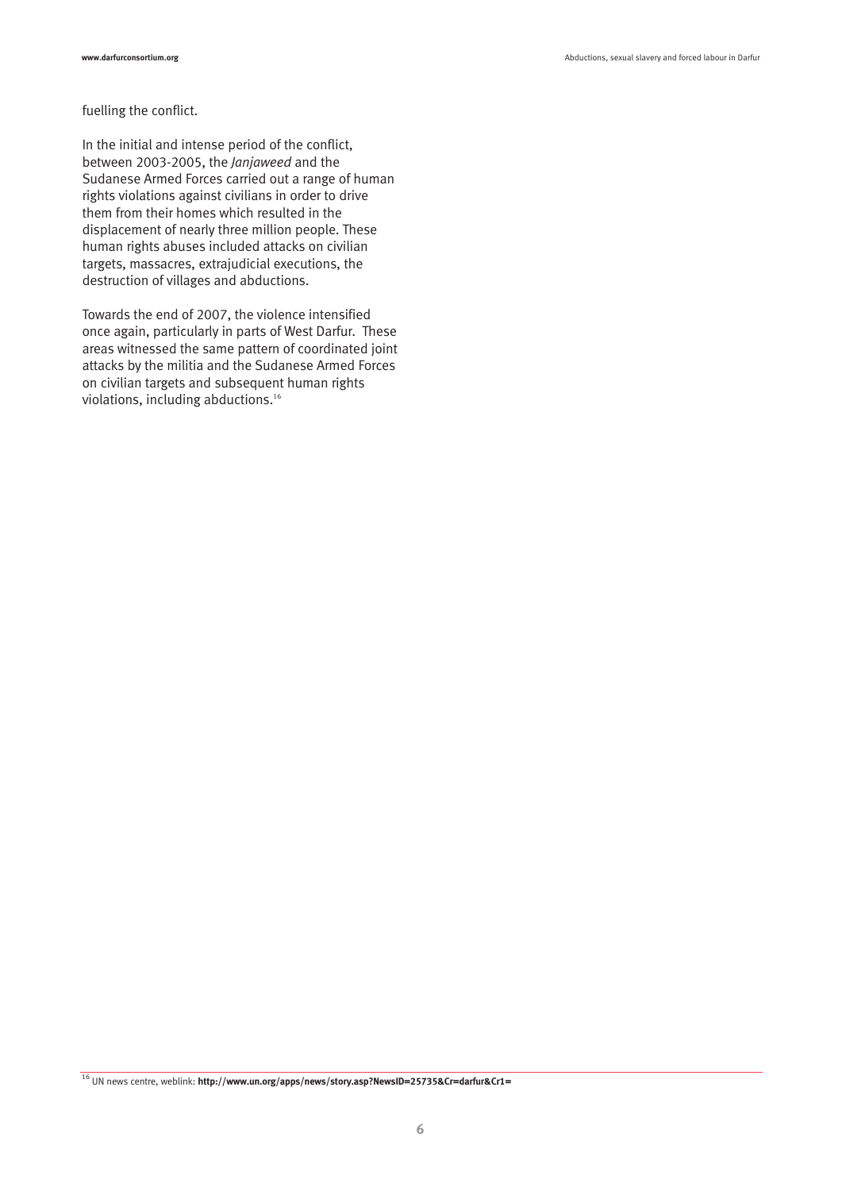fuelling the conflict.

In the initial and intense period of the conflict, between 2003-2005, the *Janjaweed* and the Sudanese Armed Forces carried out a range of human rights violations against civilians in order to drive them from their homes which resulted in the displacement of nearly three million people. These human rights abuses included attacks on civilian targets, massacres, extrajudicial executions, the destruction of villages and abductions.

Towards the end of 2007, the violence intensified once again, particularly in parts of West Darfur. These areas witnessed the same pattern of coordinated joint attacks by the militia and the Sudanese Armed Forces on civilian targets and subsequent human rights violations, including abductions.[16]

---

[16] UN news centre, weblink: **http://www.un.org/apps/news/story.asp?NewsID=25735&Cr=darfur&Cr1=**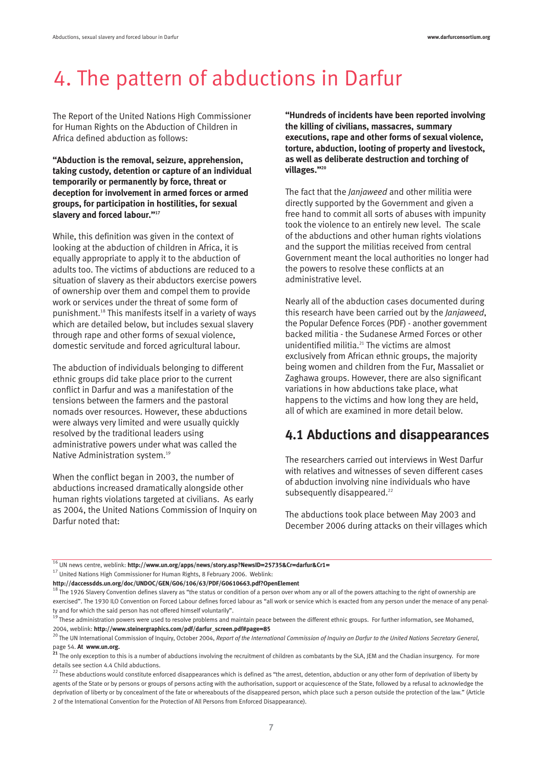# 4. The pattern of abductions in Darfur

The Report of the United Nations High Commissioner for Human Rights on the Abduction of Children in Africa defined abduction as follows:

**"Abduction is the removal, seizure, apprehension, taking custody, detention or capture of an individual temporarily or permanently by force, threat or deception for involvement in armed forces or armed groups, for participation in hostilities, for sexual slavery and forced labour."**[17]

While, this definition was given in the context of looking at the abduction of children in Africa, it is equally appropriate to apply it to the abduction of adults too. The victims of abductions are reduced to a situation of slavery as their abductors exercise powers of ownership over them and compel them to provide work or services under the threat of some form of punishment.[18] This manifests itself in a variety of ways which are detailed below, but includes sexual slavery through rape and other forms of sexual violence, domestic servitude and forced agricultural labour.

The abduction of individuals belonging to different ethnic groups did take place prior to the current conflict in Darfur and was a manifestation of the tensions between the farmers and the pastoral nomads over resources. However, these abductions were always very limited and were usually quickly resolved by the traditional leaders using administrative powers under what was called the Native Administration system.[19]

When the conflict began in 2003, the number of abductions increased dramatically alongside other human rights violations targeted at civilians. As early as 2004, the United Nations Commission of Inquiry on Darfur noted that:

**"Hundreds of incidents have been reported involving the killing of civilians, massacres, summary executions, rape and other forms of sexual violence, torture, abduction, looting of property and livestock, as well as deliberate destruction and torching of villages."**[20]

The fact that the *Janjaweed* and other militia were directly supported by the Government and given a free hand to commit all sorts of abuses with impunity took the violence to an entirely new level. The scale of the abductions and other human rights violations and the support the militias received from central Government meant the local authorities no longer had the powers to resolve these conflicts at an administrative level.

Nearly all of the abduction cases documented during this research have been carried out by the *Janjaweed*, the Popular Defence Forces (PDF) - another government backed militia - the Sudanese Armed Forces or other unidentified militia.[21] The victims are almost exclusively from African ethnic groups, the majority being women and children from the Fur, Massaliet or Zaghawa groups. However, there are also significant variations in how abductions take place, what happens to the victims and how long they are held, all of which are examined in more detail below.

## 4.1 Abductions and disappearances

The researchers carried out interviews in West Darfur with relatives and witnesses of seven different cases of abduction involving nine individuals who have subsequently disappeared.[22]

The abductions took place between May 2003 and December 2006 during attacks on their villages which

---

[16] UN news centre, weblink: **http://www.un.org/apps/news/story.asp?NewsID=25735&Cr=darfur&Cr1=**

[17] United Nations High Commissioner for Human Rights, 8 February 2006. Weblink: **http://daccessdds.un.org/doc/UNDOC/GEN/G06/106/63/PDF/G0610663.pdf?OpenElement**

[18] The 1926 Slavery Convention defines slavery as "the status or condition of a person over whom any or all of the powers attaching to the right of ownership are exercised". The 1930 ILO Convention on Forced Labour defines forced labour as "all work or service which is exacted from any person under the menace of any penalty and for which the said person has not offered himself voluntarily".

[19] These administration powers were used to resolve problems and maintain peace between the different ethnic groups. For further information, see Mohamed, 2004, weblink: **http://www.steinergraphics.com/pdf/darfur_screen.pdf#page=85**

[20] The UN International Commission of Inquiry, October 2004, *Report of the International Commission of Inquiry on Darfur to the United Nations Secretary General*, page 54. **At www.un.org.**

[21] The only exception to this is a number of abductions involving the recruitment of children as combatants by the SLA, JEM and the Chadian insurgency. For more details see section 4.4 Child abductions.

[22] These abductions would constitute enforced disappearances which is defined as "the arrest, detention, abduction or any other form of deprivation of liberty by agents of the State or by persons or groups of persons acting with the authorisation, support or acquiescence of the State, followed by a refusal to acknowledge the deprivation of liberty or by concealment of the fate or whereabouts of the disappeared person, which place such a person outside the protection of the law." (Article 2 of the International Convention for the Protection of All Persons from Enforced Disappearance).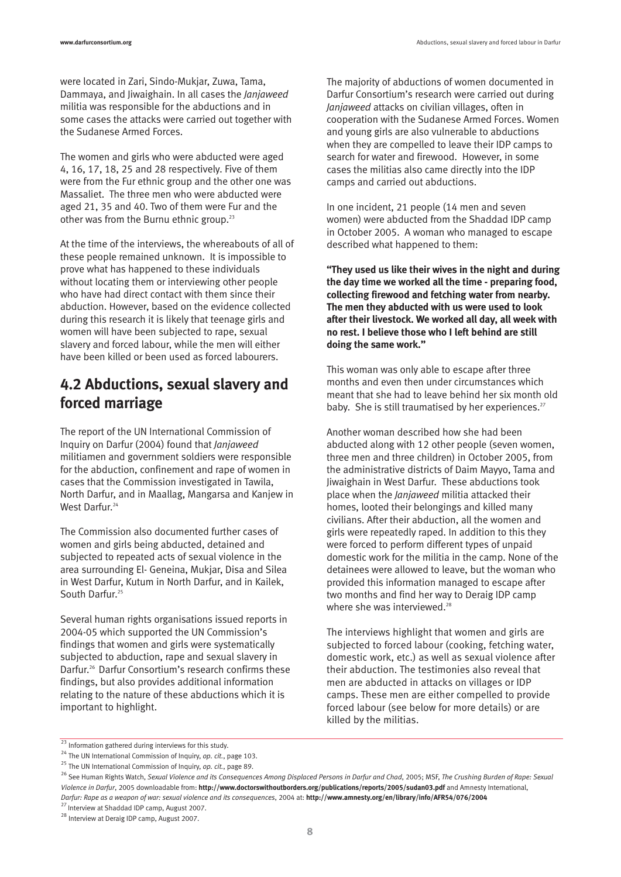were located in Zari, Sindo-Mukjar, Zuwa, Tama, Dammaya, and Jiwaighain. In all cases the *Janjaweed* militia was responsible for the abductions and in some cases the attacks were carried out together with the Sudanese Armed Forces.

The women and girls who were abducted were aged 4, 16, 17, 18, 25 and 28 respectively. Five of them were from the Fur ethnic group and the other one was Massaliet. The three men who were abducted were aged 21, 35 and 40. Two of them were Fur and the other was from the Burnu ethnic group.[23]

At the time of the interviews, the whereabouts of all of these people remained unknown. It is impossible to prove what has happened to these individuals without locating them or interviewing other people who have had direct contact with them since their abduction. However, based on the evidence collected during this research it is likely that teenage girls and women will have been subjected to rape, sexual slavery and forced labour, while the men will either have been killed or been used as forced labourers.

## 4.2 Abductions, sexual slavery and forced marriage

The report of the UN International Commission of Inquiry on Darfur (2004) found that *Janjaweed* militiamen and government soldiers were responsible for the abduction, confinement and rape of women in cases that the Commission investigated in Tawila, North Darfur, and in Maallag, Mangarsa and Kanjew in West Darfur.[24]

The Commission also documented further cases of women and girls being abducted, detained and subjected to repeated acts of sexual violence in the area surrounding El- Geneina, Mukjar, Disa and Silea in West Darfur, Kutum in North Darfur, and in Kailek, South Darfur.[25]

Several human rights organisations issued reports in 2004-05 which supported the UN Commission's findings that women and girls were systematically subjected to abduction, rape and sexual slavery in Darfur.[26] Darfur Consortium's research confirms these findings, but also provides additional information relating to the nature of these abductions which it is important to highlight.

The majority of abductions of women documented in Darfur Consortium's research were carried out during *Janjaweed* attacks on civilian villages, often in cooperation with the Sudanese Armed Forces. Women and young girls are also vulnerable to abductions when they are compelled to leave their IDP camps to search for water and firewood. However, in some cases the militias also came directly into the IDP camps and carried out abductions.

In one incident, 21 people (14 men and seven women) were abducted from the Shaddad IDP camp in October 2005. A woman who managed to escape described what happened to them:

**"They used us like their wives in the night and during the day time we worked all the time - preparing food, collecting firewood and fetching water from nearby. The men they abducted with us were used to look after their livestock. We worked all day, all week with no rest. I believe those who I left behind are still doing the same work."**

This woman was only able to escape after three months and even then under circumstances which meant that she had to leave behind her six month old baby. She is still traumatised by her experiences.[27]

Another woman described how she had been abducted along with 12 other people (seven women, three men and three children) in October 2005, from the administrative districts of Daim Mayyo, Tama and Jiwaighain in West Darfur. These abductions took place when the *Janjaweed* militia attacked their homes, looted their belongings and killed many civilians. After their abduction, all the women and girls were repeatedly raped. In addition to this they were forced to perform different types of unpaid domestic work for the militia in the camp. None of the detainees were allowed to leave, but the woman who provided this information managed to escape after two months and find her way to Deraig IDP camp where she was interviewed.[28]

The interviews highlight that women and girls are subjected to forced labour (cooking, fetching water, domestic work, etc.) as well as sexual violence after their abduction. The testimonies also reveal that men are abducted in attacks on villages or IDP camps. These men are either compelled to provide forced labour (see below for more details) or are killed by the militias.

---

[23] Information gathered during interviews for this study.

[24] The UN International Commission of Inquiry, *op. cit.*, page 103.

[25] The UN International Commission of Inquiry, *op. cit.*, page 89.

[26] See Human Rights Watch, *Sexual Violence and its Consequences Among Displaced Persons in Darfur and Chad*, 2005; MSF, *The Crushing Burden of Rape: Sexual Violence in Darfur*, 2005 downloadable from: **http://www.doctorswithoutborders.org/publications/reports/2005/sudan03.pdf** and Amnesty International, *Darfur: Rape as a weapon of war: sexual violence and its consequences*, 2004 at: **http://www.amnesty.org/en/library/info/AFR54/076/2004**

[27] Interview at Shaddad IDP camp, August 2007.

[28] Interview at Deraig IDP camp, August 2007.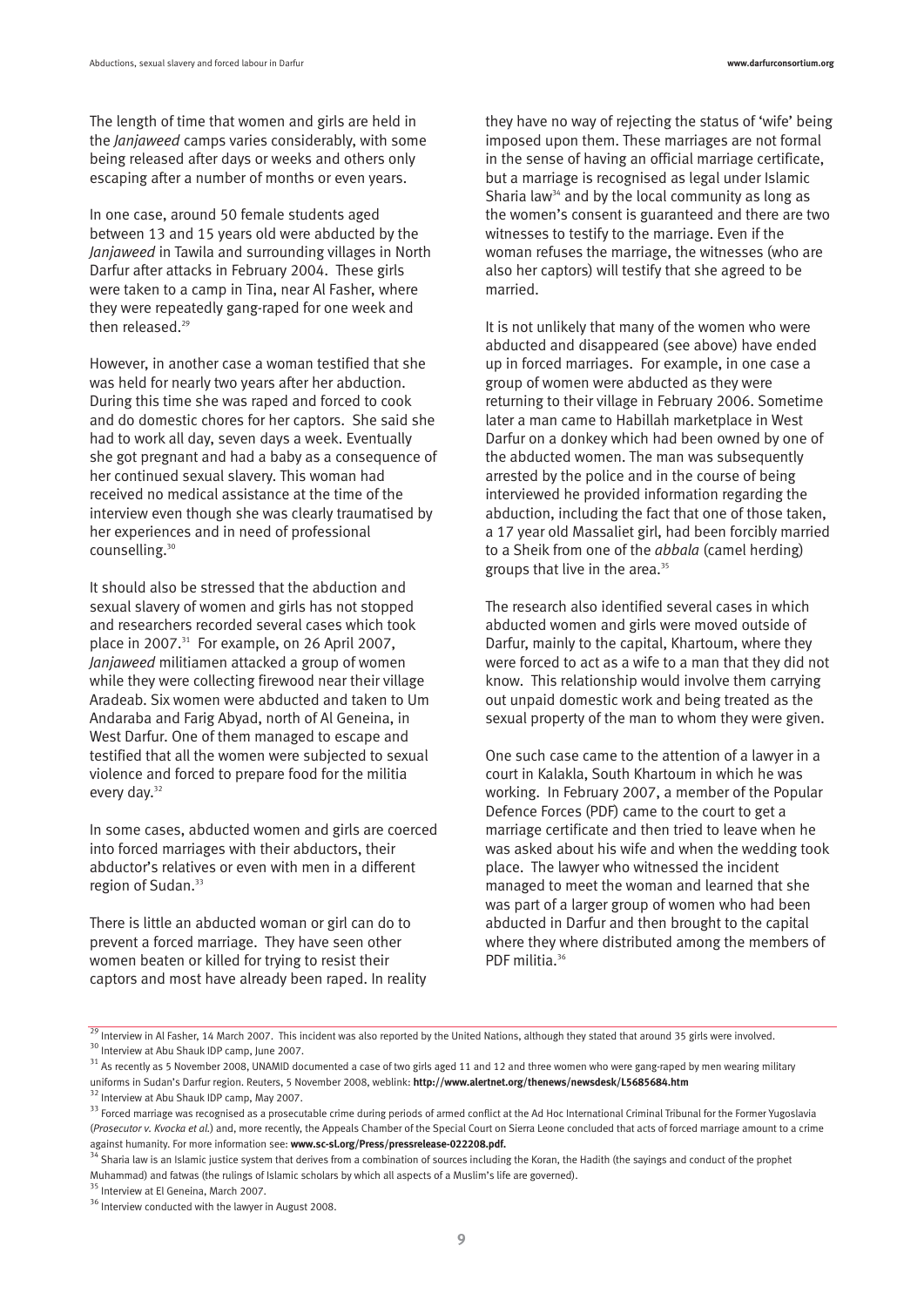The length of time that women and girls are held in the *Janjaweed* camps varies considerably, with some being released after days or weeks and others only escaping after a number of months or even years.

In one case, around 50 female students aged between 13 and 15 years old were abducted by the *Janjaweed* in Tawila and surrounding villages in North Darfur after attacks in February 2004. These girls were taken to a camp in Tina, near Al Fasher, where they were repeatedly gang-raped for one week and then released.[29]

However, in another case a woman testified that she was held for nearly two years after her abduction. During this time she was raped and forced to cook and do domestic chores for her captors. She said she had to work all day, seven days a week. Eventually she got pregnant and had a baby as a consequence of her continued sexual slavery. This woman had received no medical assistance at the time of the interview even though she was clearly traumatised by her experiences and in need of professional counselling.[30]

It should also be stressed that the abduction and sexual slavery of women and girls has not stopped and researchers recorded several cases which took place in 2007.[31] For example, on 26 April 2007, *Janjaweed* militiamen attacked a group of women while they were collecting firewood near their village Aradeab. Six women were abducted and taken to Um Andaraba and Farig Abyad, north of Al Geneina, in West Darfur. One of them managed to escape and testified that all the women were subjected to sexual violence and forced to prepare food for the militia every day.[32]

In some cases, abducted women and girls are coerced into forced marriages with their abductors, their abductor's relatives or even with men in a different region of Sudan.[33]

There is little an abducted woman or girl can do to prevent a forced marriage. They have seen other women beaten or killed for trying to resist their captors and most have already been raped. In reality they have no way of rejecting the status of 'wife' being imposed upon them. These marriages are not formal in the sense of having an official marriage certificate, but a marriage is recognised as legal under Islamic Sharia law[34] and by the local community as long as the women's consent is guaranteed and there are two witnesses to testify to the marriage. Even if the woman refuses the marriage, the witnesses (who are also her captors) will testify that she agreed to be married.

It is not unlikely that many of the women who were abducted and disappeared (see above) have ended up in forced marriages. For example, in one case a group of women were abducted as they were returning to their village in February 2006. Sometime later a man came to Habillah marketplace in West Darfur on a donkey which had been owned by one of the abducted women. The man was subsequently arrested by the police and in the course of being interviewed he provided information regarding the abduction, including the fact that one of those taken, a 17 year old Massaliet girl, had been forcibly married to a Sheik from one of the *abbala* (camel herding) groups that live in the area.[35]

The research also identified several cases in which abducted women and girls were moved outside of Darfur, mainly to the capital, Khartoum, where they were forced to act as a wife to a man that they did not know. This relationship would involve them carrying out unpaid domestic work and being treated as the sexual property of the man to whom they were given.

One such case came to the attention of a lawyer in a court in Kalakla, South Khartoum in which he was working. In February 2007, a member of the Popular Defence Forces (PDF) came to the court to get a marriage certificate and then tried to leave when he was asked about his wife and when the wedding took place. The lawyer who witnessed the incident managed to meet the woman and learned that she was part of a larger group of women who had been abducted in Darfur and then brought to the capital where they where distributed among the members of PDF militia.[36]

---

[29] Interview in Al Fasher, 14 March 2007. This incident was also reported by the United Nations, although they stated that around 35 girls were involved.

[30] Interview at Abu Shauk IDP camp, June 2007.

[31] As recently as 5 November 2008, UNAMID documented a case of two girls aged 11 and 12 and three women who were gang-raped by men wearing military uniforms in Sudan's Darfur region. Reuters, 5 November 2008, weblink: **http://www.alertnet.org/thenews/newsdesk/L5685684.htm**

[32] Interview at Abu Shauk IDP camp, May 2007.

[33] Forced marriage was recognised as a prosecutable crime during periods of armed conflict at the Ad Hoc International Criminal Tribunal for the Former Yugoslavia (*Prosecutor v. Kvocka et al.*) and, more recently, the Appeals Chamber of the Special Court on Sierra Leone concluded that acts of forced marriage amount to a crime against humanity. For more information see: **www.sc-sl.org/Press/pressrelease-022208.pdf.**

[34] Sharia law is an Islamic justice system that derives from a combination of sources including the Koran, the Hadith (the sayings and conduct of the prophet Muhammad) and fatwas (the rulings of Islamic scholars by which all aspects of a Muslim's life are governed).

[35] Interview at El Geneina, March 2007.

[36] Interview conducted with the lawyer in August 2008.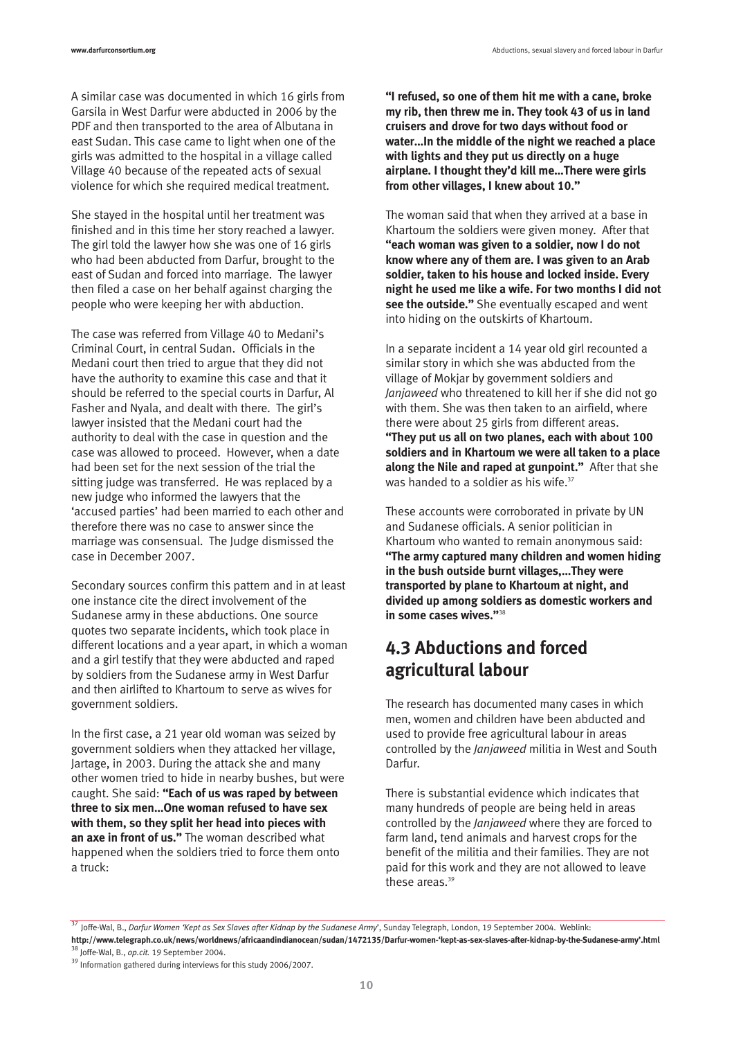A similar case was documented in which 16 girls from Garsila in West Darfur were abducted in 2006 by the PDF and then transported to the area of Albutana in east Sudan. This case came to light when one of the girls was admitted to the hospital in a village called Village 40 because of the repeated acts of sexual violence for which she required medical treatment.

She stayed in the hospital until her treatment was finished and in this time her story reached a lawyer. The girl told the lawyer how she was one of 16 girls who had been abducted from Darfur, brought to the east of Sudan and forced into marriage. The lawyer then filed a case on her behalf against charging the people who were keeping her with abduction.

The case was referred from Village 40 to Medani's Criminal Court, in central Sudan. Officials in the Medani court then tried to argue that they did not have the authority to examine this case and that it should be referred to the special courts in Darfur, Al Fasher and Nyala, and dealt with there. The girl's lawyer insisted that the Medani court had the authority to deal with the case in question and the case was allowed to proceed. However, when a date had been set for the next session of the trial the sitting judge was transferred. He was replaced by a new judge who informed the lawyers that the 'accused parties' had been married to each other and therefore there was no case to answer since the marriage was consensual. The Judge dismissed the case in December 2007.

Secondary sources confirm this pattern and in at least one instance cite the direct involvement of the Sudanese army in these abductions. One source quotes two separate incidents, which took place in different locations and a year apart, in which a woman and a girl testify that they were abducted and raped by soldiers from the Sudanese army in West Darfur and then airlifted to Khartoum to serve as wives for government soldiers.

In the first case, a 21 year old woman was seized by government soldiers when they attacked her village, Jartage, in 2003. During the attack she and many other women tried to hide in nearby bushes, but were caught. She said: **"Each of us was raped by between three to six men…One woman refused to have sex with them, so they split her head into pieces with an axe in front of us."** The woman described what happened when the soldiers tried to force them onto a truck:

**"I refused, so one of them hit me with a cane, broke my rib, then threw me in. They took 43 of us in land cruisers and drove for two days without food or water…In the middle of the night we reached a place with lights and they put us directly on a huge airplane. I thought they'd kill me…There were girls from other villages, I knew about 10."**

The woman said that when they arrived at a base in Khartoum the soldiers were given money. After that **"each woman was given to a soldier, now I do not know where any of them are. I was given to an Arab soldier, taken to his house and locked inside. Every night he used me like a wife. For two months I did not see the outside."** She eventually escaped and went into hiding on the outskirts of Khartoum.

In a separate incident a 14 year old girl recounted a similar story in which she was abducted from the village of Mokjar by government soldiers and *Janjaweed* who threatened to kill her if she did not go with them. She was then taken to an airfield, where there were about 25 girls from different areas. **"They put us all on two planes, each with about 100 soldiers and in Khartoum we were all taken to a place along the Nile and raped at gunpoint."** After that she was handed to a soldier as his wife.[37]

These accounts were corroborated in private by UN and Sudanese officials. A senior politician in Khartoum who wanted to remain anonymous said: **"The army captured many children and women hiding in the bush outside burnt villages,…They were transported by plane to Khartoum at night, and divided up among soldiers as domestic workers and in some cases wives."**[38]

## 4.3 Abductions and forced agricultural labour

The research has documented many cases in which men, women and children have been abducted and used to provide free agricultural labour in areas controlled by the *Janjaweed* militia in West and South Darfur.

There is substantial evidence which indicates that many hundreds of people are being held in areas controlled by the *Janjaweed* where they are forced to farm land, tend animals and harvest crops for the benefit of the militia and their families. They are not paid for this work and they are not allowed to leave these areas.[39]

---

[37] Joffe-Wal, B., *Darfur Women 'Kept as Sex Slaves after Kidnap by the Sudanese Army'*, Sunday Telegraph, London, 19 September 2004. Weblink: **http://www.telegraph.co.uk/news/worldnews/africaandindianocean/sudan/1472135/Darfur-women-'kept-as-sex-slaves-after-kidnap-by-the-Sudanese-army'.html**

[38] Joffe-Wal, B., *op.cit.* 19 September 2004.

[39] Information gathered during interviews for this study 2006/2007.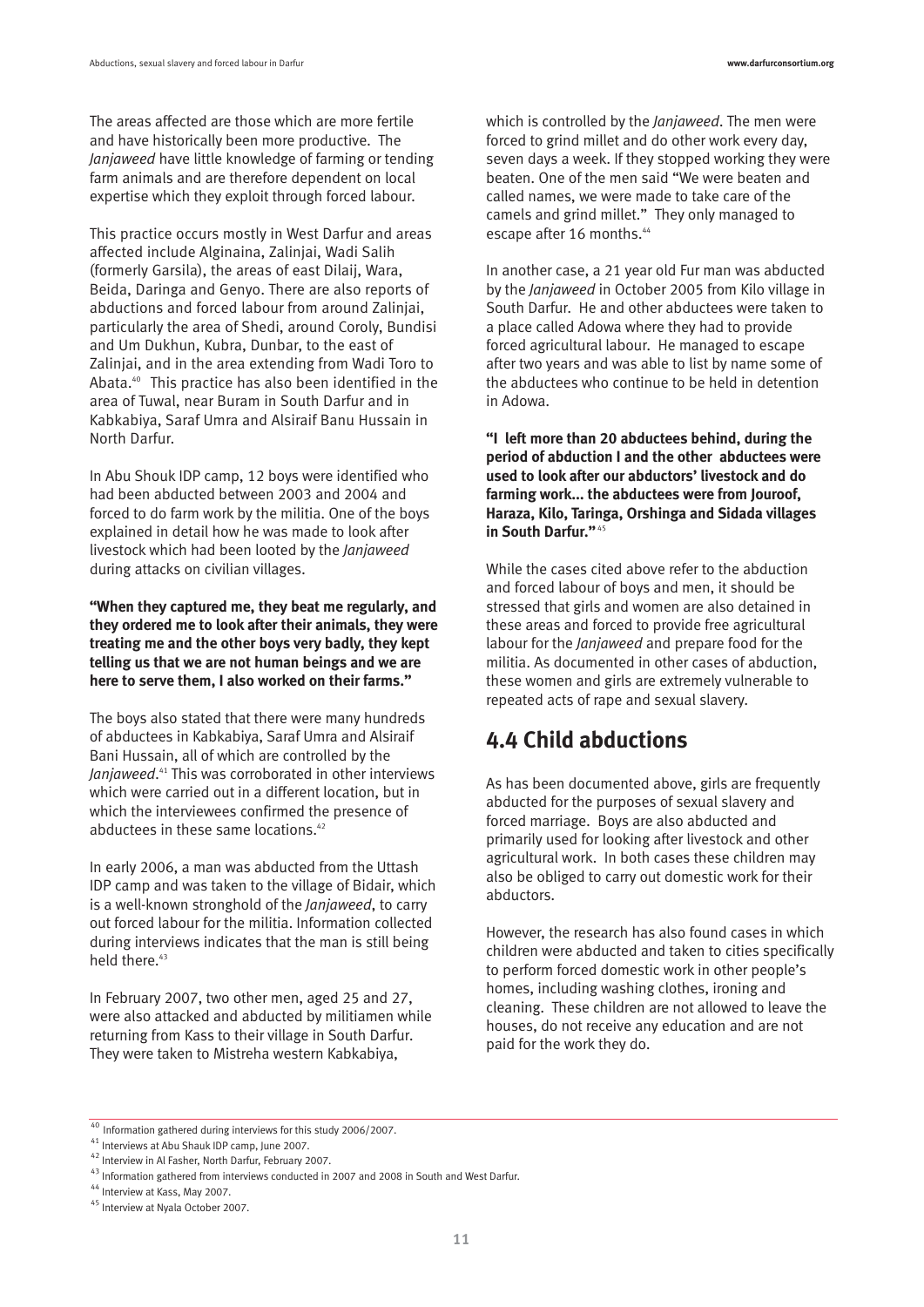The areas affected are those which are more fertile and have historically been more productive. The *Janjaweed* have little knowledge of farming or tending farm animals and are therefore dependent on local expertise which they exploit through forced labour.

This practice occurs mostly in West Darfur and areas affected include Alginaina, Zalinjai, Wadi Salih (formerly Garsila), the areas of east Dilaij, Wara, Beida, Daringa and Genyo. There are also reports of abductions and forced labour from around Zalinjai, particularly the area of Shedi, around Coroly, Bundisi and Um Dukhun, Kubra, Dunbar, to the east of Zalinjai, and in the area extending from Wadi Toro to Abata.[40] This practice has also been identified in the area of Tuwal, near Buram in South Darfur and in Kabkabiya, Saraf Umra and Alsiraif Banu Hussain in North Darfur.

In Abu Shouk IDP camp, 12 boys were identified who had been abducted between 2003 and 2004 and forced to do farm work by the militia. One of the boys explained in detail how he was made to look after livestock which had been looted by the *Janjaweed* during attacks on civilian villages.

**"When they captured me, they beat me regularly, and they ordered me to look after their animals, they were treating me and the other boys very badly, they kept telling us that we are not human beings and we are here to serve them, I also worked on their farms."**

The boys also stated that there were many hundreds of abductees in Kabkabiya, Saraf Umra and Alsiraif Bani Hussain, all of which are controlled by the *Janjaweed*.[41] This was corroborated in other interviews which were carried out in a different location, but in which the interviewees confirmed the presence of abductees in these same locations.[42]

In early 2006, a man was abducted from the Uttash IDP camp and was taken to the village of Bidair, which is a well-known stronghold of the *Janjaweed*, to carry out forced labour for the militia. Information collected during interviews indicates that the man is still being held there.[43]

In February 2007, two other men, aged 25 and 27, were also attacked and abducted by militiamen while returning from Kass to their village in South Darfur. They were taken to Mistreha western Kabkabiya, which is controlled by the *Janjaweed*. The men were forced to grind millet and do other work every day, seven days a week. If they stopped working they were beaten. One of the men said "We were beaten and called names, we were made to take care of the camels and grind millet." They only managed to escape after 16 months.[44]

In another case, a 21 year old Fur man was abducted by the *Janjaweed* in October 2005 from Kilo village in South Darfur. He and other abductees were taken to a place called Adowa where they had to provide forced agricultural labour. He managed to escape after two years and was able to list by name some of the abductees who continue to be held in detention in Adowa.

**"I left more than 20 abductees behind, during the period of abduction I and the other abductees were used to look after our abductors' livestock and do farming work... the abductees were from Jouroof, Haraza, Kilo, Taringa, Orshinga and Sidada villages in South Darfur."**[45]

While the cases cited above refer to the abduction and forced labour of boys and men, it should be stressed that girls and women are also detained in these areas and forced to provide free agricultural labour for the *Janjaweed* and prepare food for the militia. As documented in other cases of abduction, these women and girls are extremely vulnerable to repeated acts of rape and sexual slavery.

## 4.4 Child abductions

As has been documented above, girls are frequently abducted for the purposes of sexual slavery and forced marriage. Boys are also abducted and primarily used for looking after livestock and other agricultural work. In both cases these children may also be obliged to carry out domestic work for their abductors.

However, the research has also found cases in which children were abducted and taken to cities specifically to perform forced domestic work in other people's homes, including washing clothes, ironing and cleaning. These children are not allowed to leave the houses, do not receive any education and are not paid for the work they do.

---

[40] Information gathered during interviews for this study 2006/2007.
[41] Interviews at Abu Shauk IDP camp, June 2007.
[42] Interview in Al Fasher, North Darfur, February 2007.
[43] Information gathered from interviews conducted in 2007 and 2008 in South and West Darfur.
[44] Interview at Kass, May 2007.
[45] Interview at Nyala October 2007.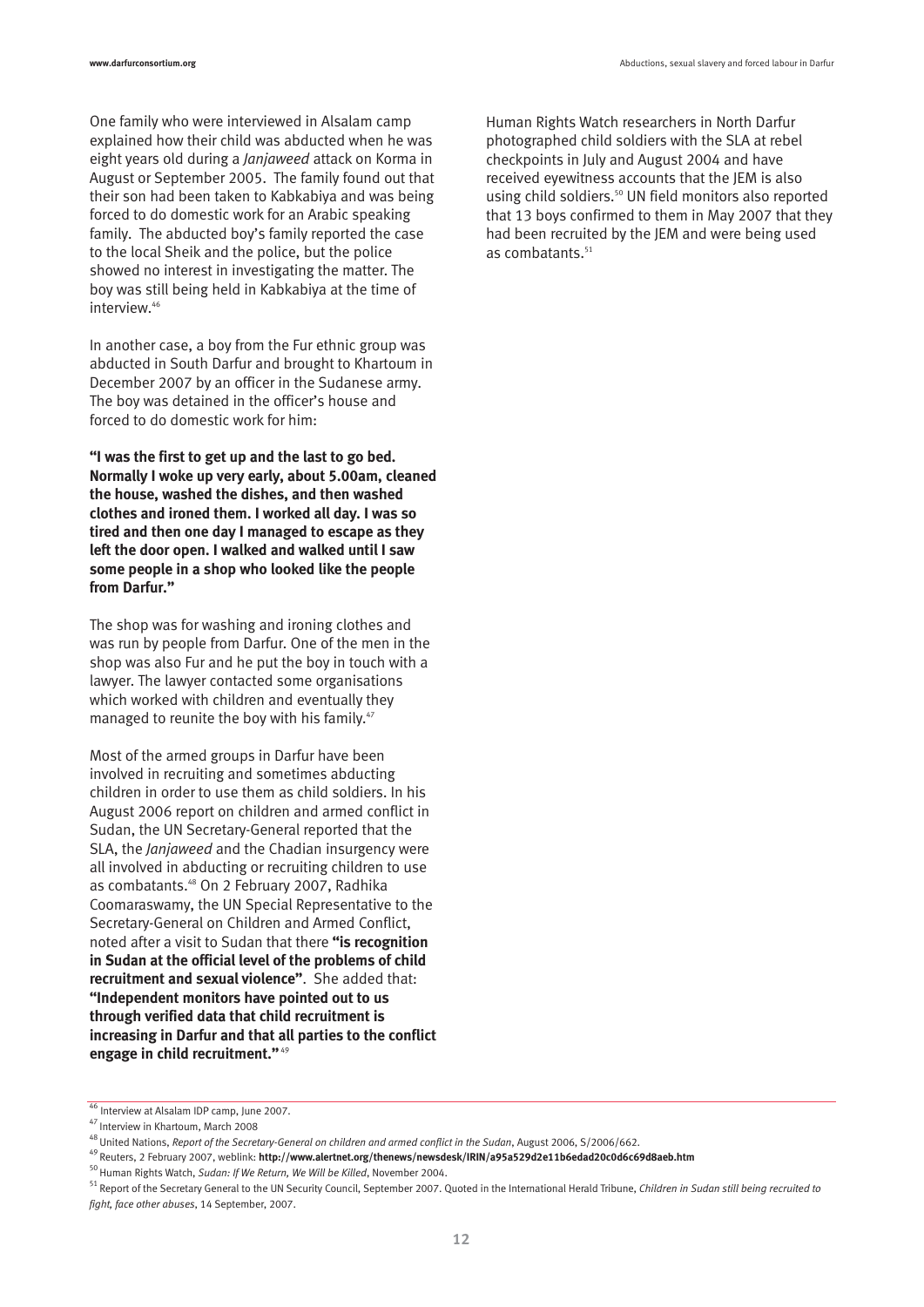One family who were interviewed in Alsalam camp explained how their child was abducted when he was eight years old during a *Janjaweed* attack on Korma in August or September 2005. The family found out that their son had been taken to Kabkabiya and was being forced to do domestic work for an Arabic speaking family. The abducted boy's family reported the case to the local Sheik and the police, but the police showed no interest in investigating the matter. The boy was still being held in Kabkabiya at the time of interview.[46]

In another case, a boy from the Fur ethnic group was abducted in South Darfur and brought to Khartoum in December 2007 by an officer in the Sudanese army. The boy was detained in the officer's house and forced to do domestic work for him:

**"I was the first to get up and the last to go bed. Normally I woke up very early, about 5.00am, cleaned the house, washed the dishes, and then washed clothes and ironed them. I worked all day. I was so tired and then one day I managed to escape as they left the door open. I walked and walked until I saw some people in a shop who looked like the people from Darfur."**

The shop was for washing and ironing clothes and was run by people from Darfur. One of the men in the shop was also Fur and he put the boy in touch with a lawyer. The lawyer contacted some organisations which worked with children and eventually they managed to reunite the boy with his family.[47]

Most of the armed groups in Darfur have been involved in recruiting and sometimes abducting children in order to use them as child soldiers. In his August 2006 report on children and armed conflict in Sudan, the UN Secretary-General reported that the SLA, the *Janjaweed* and the Chadian insurgency were all involved in abducting or recruiting children to use as combatants.[48] On 2 February 2007, Radhika Coomaraswamy, the UN Special Representative to the Secretary-General on Children and Armed Conflict, noted after a visit to Sudan that there **"is recognition in Sudan at the official level of the problems of child recruitment and sexual violence"**. She added that: **"Independent monitors have pointed out to us through verified data that child recruitment is increasing in Darfur and that all parties to the conflict engage in child recruitment."**[49]

Human Rights Watch researchers in North Darfur photographed child soldiers with the SLA at rebel checkpoints in July and August 2004 and have received eyewitness accounts that the JEM is also using child soldiers.[50] UN field monitors also reported that 13 boys confirmed to them in May 2007 that they had been recruited by the JEM and were being used as combatants.[51]

---

[46] Interview at Alsalam IDP camp, June 2007.

[47] Interview in Khartoum, March 2008

[48] United Nations, *Report of the Secretary-General on children and armed conflict in the Sudan*, August 2006, S/2006/662.

[49] Reuters, 2 February 2007, weblink: **http://www.alertnet.org/thenews/newsdesk/IRIN/a95a529d2e11b6edad20c0d6c69d8aeb.htm**

[50] Human Rights Watch, *Sudan: If We Return, We Will be Killed*, November 2004.

[51] Report of the Secretary General to the UN Security Council, September 2007. Quoted in the International Herald Tribune, *Children in Sudan still being recruited to fight, face other abuses*, 14 September, 2007.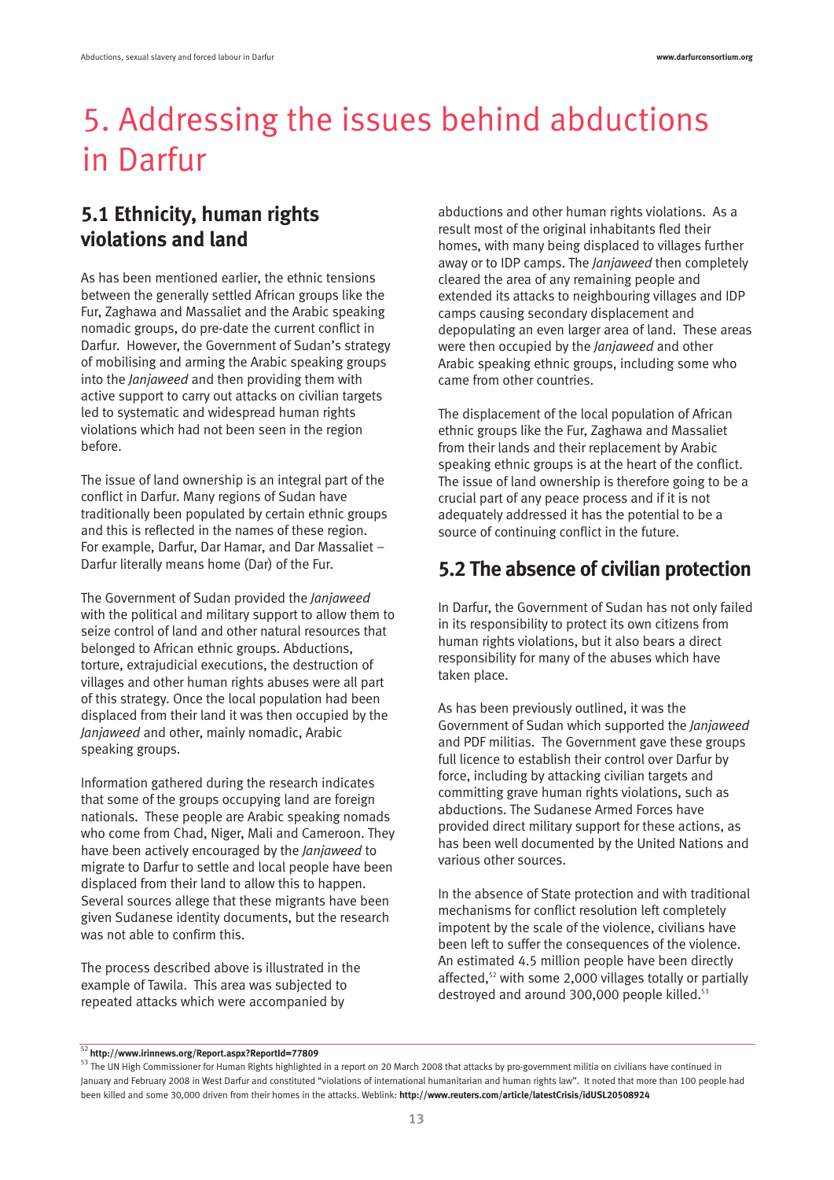# 5. Addressing the issues behind abductions in Darfur

## 5.1 Ethnicity, human rights violations and land

As has been mentioned earlier, the ethnic tensions between the generally settled African groups like the Fur, Zaghawa and Massaliet and the Arabic speaking nomadic groups, do pre-date the current conflict in Darfur. However, the Government of Sudan's strategy of mobilising and arming the Arabic speaking groups into the *Janjaweed* and then providing them with active support to carry out attacks on civilian targets led to systematic and widespread human rights violations which had not been seen in the region before.

The issue of land ownership is an integral part of the conflict in Darfur. Many regions of Sudan have traditionally been populated by certain ethnic groups and this is reflected in the names of these region. For example, Darfur, Dar Hamar, and Dar Massaliet – Darfur literally means home (Dar) of the Fur.

The Government of Sudan provided the *Janjaweed* with the political and military support to allow them to seize control of land and other natural resources that belonged to African ethnic groups. Abductions, torture, extrajudicial executions, the destruction of villages and other human rights abuses were all part of this strategy. Once the local population had been displaced from their land it was then occupied by the *Janjaweed* and other, mainly nomadic, Arabic speaking groups.

Information gathered during the research indicates that some of the groups occupying land are foreign nationals. These people are Arabic speaking nomads who come from Chad, Niger, Mali and Cameroon. They have been actively encouraged by the *Janjaweed* to migrate to Darfur to settle and local people have been displaced from their land to allow this to happen. Several sources allege that these migrants have been given Sudanese identity documents, but the research was not able to confirm this.

The process described above is illustrated in the example of Tawila. This area was subjected to repeated attacks which were accompanied by abductions and other human rights violations. As a result most of the original inhabitants fled their homes, with many being displaced to villages further away or to IDP camps. The *Janjaweed* then completely cleared the area of any remaining people and extended its attacks to neighbouring villages and IDP camps causing secondary displacement and depopulating an even larger area of land. These areas were then occupied by the *Janjaweed* and other Arabic speaking ethnic groups, including some who came from other countries.

The displacement of the local population of African ethnic groups like the Fur, Zaghawa and Massaliet from their lands and their replacement by Arabic speaking ethnic groups is at the heart of the conflict. The issue of land ownership is therefore going to be a crucial part of any peace process and if it is not adequately addressed it has the potential to be a source of continuing conflict in the future.

## 5.2 The absence of civilian protection

In Darfur, the Government of Sudan has not only failed in its responsibility to protect its own citizens from human rights violations, but it also bears a direct responsibility for many of the abuses which have taken place.

As has been previously outlined, it was the Government of Sudan which supported the *Janjaweed* and PDF militias. The Government gave these groups full licence to establish their control over Darfur by force, including by attacking civilian targets and committing grave human rights violations, such as abductions. The Sudanese Armed Forces have provided direct military support for these actions, as has been well documented by the United Nations and various other sources.

In the absence of State protection and with traditional mechanisms for conflict resolution left completely impotent by the scale of the violence, civilians have been left to suffer the consequences of the violence. An estimated 4.5 million people have been directly affected,[52] with some 2,000 villages totally or partially destroyed and around 300,000 people killed.[53]

---

[52] **http://www.irinnews.org/Report.aspx?ReportId=77809**

[53] The UN High Commissioner for Human Rights highlighted in a report on 20 March 2008 that attacks by pro-government militia on civilians have continued in January and February 2008 in West Darfur and constituted "violations of international humanitarian and human rights law". It noted that more than 100 people had been killed and some 30,000 driven from their homes in the attacks. Weblink: **http://www.reuters.com/article/latestCrisis/idUSL20508924**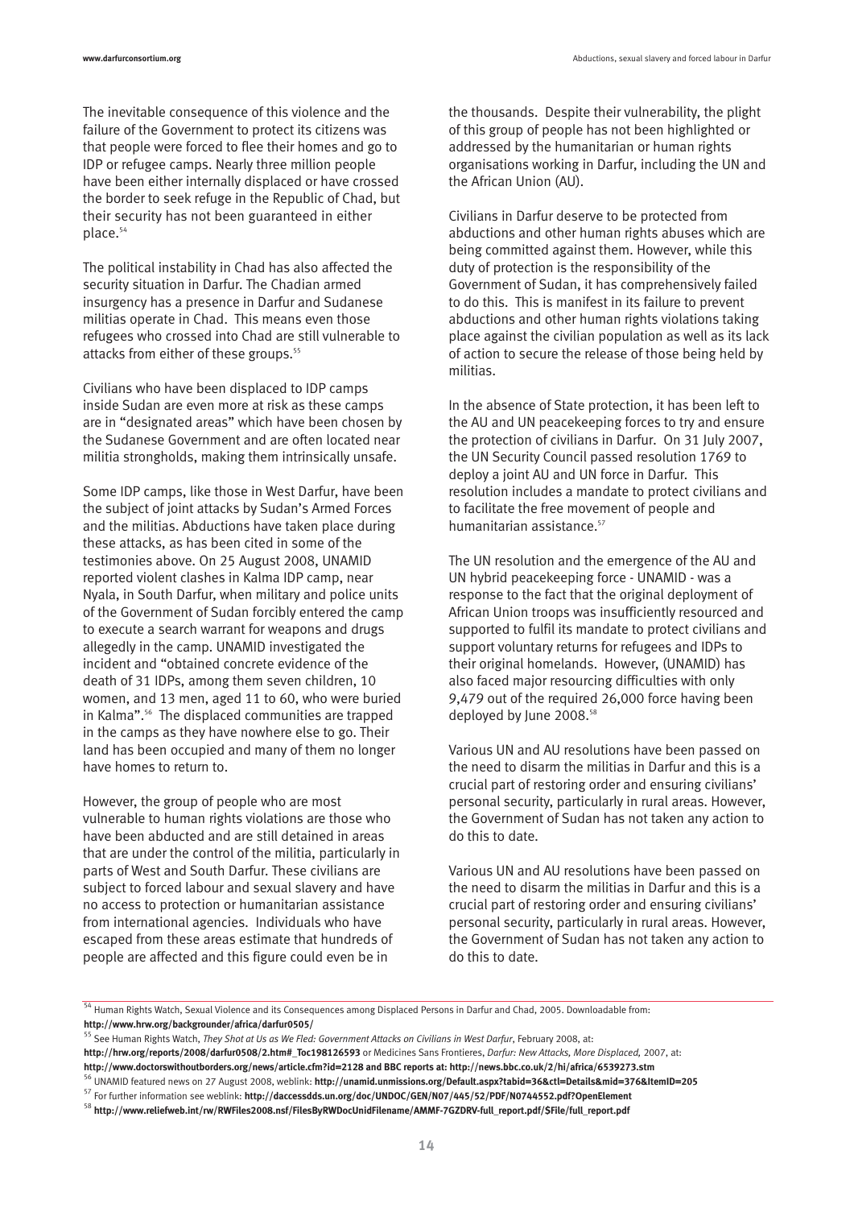The inevitable consequence of this violence and the failure of the Government to protect its citizens was that people were forced to flee their homes and go to IDP or refugee camps. Nearly three million people have been either internally displaced or have crossed the border to seek refuge in the Republic of Chad, but their security has not been guaranteed in either place.[54]

The political instability in Chad has also affected the security situation in Darfur. The Chadian armed insurgency has a presence in Darfur and Sudanese militias operate in Chad. This means even those refugees who crossed into Chad are still vulnerable to attacks from either of these groups.[55]

Civilians who have been displaced to IDP camps inside Sudan are even more at risk as these camps are in "designated areas" which have been chosen by the Sudanese Government and are often located near militia strongholds, making them intrinsically unsafe.

Some IDP camps, like those in West Darfur, have been the subject of joint attacks by Sudan's Armed Forces and the militias. Abductions have taken place during these attacks, as has been cited in some of the testimonies above. On 25 August 2008, UNAMID reported violent clashes in Kalma IDP camp, near Nyala, in South Darfur, when military and police units of the Government of Sudan forcibly entered the camp to execute a search warrant for weapons and drugs allegedly in the camp. UNAMID investigated the incident and "obtained concrete evidence of the death of 31 IDPs, among them seven children, 10 women, and 13 men, aged 11 to 60, who were buried in Kalma".[56] The displaced communities are trapped in the camps as they have nowhere else to go. Their land has been occupied and many of them no longer have homes to return to.

However, the group of people who are most vulnerable to human rights violations are those who have been abducted and are still detained in areas that are under the control of the militia, particularly in parts of West and South Darfur. These civilians are subject to forced labour and sexual slavery and have no access to protection or humanitarian assistance from international agencies. Individuals who have escaped from these areas estimate that hundreds of people are affected and this figure could even be in the thousands. Despite their vulnerability, the plight of this group of people has not been highlighted or addressed by the humanitarian or human rights organisations working in Darfur, including the UN and the African Union (AU).

Civilians in Darfur deserve to be protected from abductions and other human rights abuses which are being committed against them. However, while this duty of protection is the responsibility of the Government of Sudan, it has comprehensively failed to do this. This is manifest in its failure to prevent abductions and other human rights violations taking place against the civilian population as well as its lack of action to secure the release of those being held by militias.

In the absence of State protection, it has been left to the AU and UN peacekeeping forces to try and ensure the protection of civilians in Darfur. On 31 July 2007, the UN Security Council passed resolution 1769 to deploy a joint AU and UN force in Darfur. This resolution includes a mandate to protect civilians and to facilitate the free movement of people and humanitarian assistance.[57]

The UN resolution and the emergence of the AU and UN hybrid peacekeeping force - UNAMID - was a response to the fact that the original deployment of African Union troops was insufficiently resourced and supported to fulfil its mandate to protect civilians and support voluntary returns for refugees and IDPs to their original homelands. However, (UNAMID) has also faced major resourcing difficulties with only 9,479 out of the required 26,000 force having been deployed by June 2008.[58]

Various UN and AU resolutions have been passed on the need to disarm the militias in Darfur and this is a crucial part of restoring order and ensuring civilians' personal security, particularly in rural areas. However, the Government of Sudan has not taken any action to do this to date.

Various UN and AU resolutions have been passed on the need to disarm the militias in Darfur and this is a crucial part of restoring order and ensuring civilians' personal security, particularly in rural areas. However, the Government of Sudan has not taken any action to do this to date.

---

[54] Human Rights Watch, Sexual Violence and its Consequences among Displaced Persons in Darfur and Chad, 2005. Downloadable from: **http://www.hrw.org/backgrounder/africa/darfur0505/**

[55] See Human Rights Watch, *They Shot at Us as We Fled: Government Attacks on Civilians in West Darfur*, February 2008, at: **http://hrw.org/reports/2008/darfur0508/2.htm#_Toc198126593** or Medicines Sans Frontieres, *Darfur: New Attacks, More Displaced,* 2007, at: **http://www.doctorswithoutborders.org/news/article.cfm?id=2128 and BBC reports at: http://news.bbc.co.uk/2/hi/africa/6539273.stm**

[56] UNAMID featured news on 27 August 2008, weblink: **http://unamid.unmissions.org/Default.aspx?tabid=36&ctl=Details&mid=376&ItemID=205**

[57] For further information see weblink: **http://daccessdds.un.org/doc/UNDOC/GEN/N07/445/52/PDF/N0744552.pdf?OpenElement**

[58] **http://www.reliefweb.int/rw/RWFiles2008.nsf/FilesByRWDocUnidFilename/AMMF-7GZDRV-full_report.pdf/$File/full_report.pdf**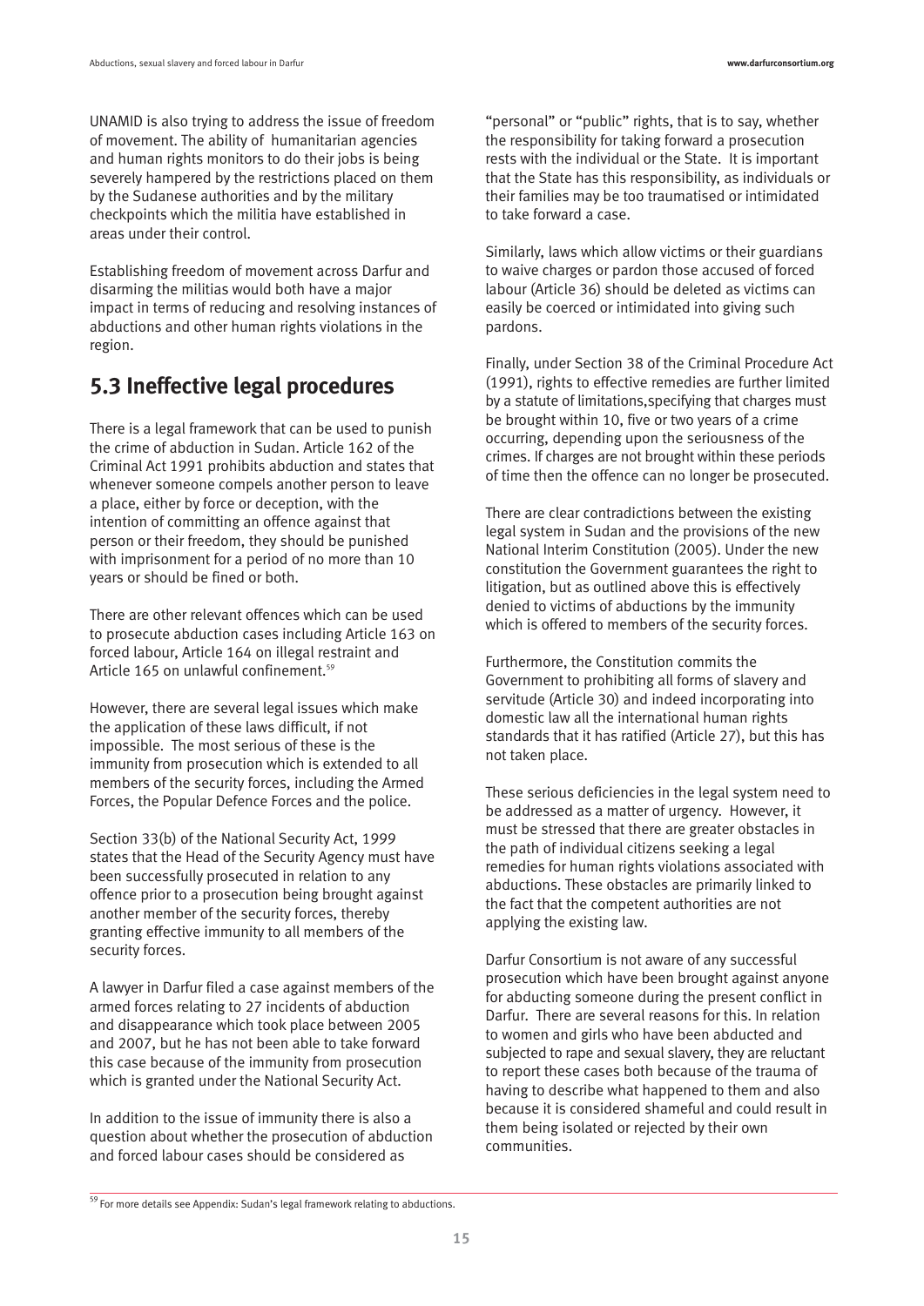UNAMID is also trying to address the issue of freedom of movement. The ability of humanitarian agencies and human rights monitors to do their jobs is being severely hampered by the restrictions placed on them by the Sudanese authorities and by the military checkpoints which the militia have established in areas under their control.

Establishing freedom of movement across Darfur and disarming the militias would both have a major impact in terms of reducing and resolving instances of abductions and other human rights violations in the region.

## 5.3 Ineffective legal procedures

There is a legal framework that can be used to punish the crime of abduction in Sudan. Article 162 of the Criminal Act 1991 prohibits abduction and states that whenever someone compels another person to leave a place, either by force or deception, with the intention of committing an offence against that person or their freedom, they should be punished with imprisonment for a period of no more than 10 years or should be fined or both.

There are other relevant offences which can be used to prosecute abduction cases including Article 163 on forced labour, Article 164 on illegal restraint and Article 165 on unlawful confinement.[59]

However, there are several legal issues which make the application of these laws difficult, if not impossible. The most serious of these is the immunity from prosecution which is extended to all members of the security forces, including the Armed Forces, the Popular Defence Forces and the police.

Section 33(b) of the National Security Act, 1999 states that the Head of the Security Agency must have been successfully prosecuted in relation to any offence prior to a prosecution being brought against another member of the security forces, thereby granting effective immunity to all members of the security forces.

A lawyer in Darfur filed a case against members of the armed forces relating to 27 incidents of abduction and disappearance which took place between 2005 and 2007, but he has not been able to take forward this case because of the immunity from prosecution which is granted under the National Security Act.

In addition to the issue of immunity there is also a question about whether the prosecution of abduction and forced labour cases should be considered as "personal" or "public" rights, that is to say, whether the responsibility for taking forward a prosecution rests with the individual or the State. It is important that the State has this responsibility, as individuals or their families may be too traumatised or intimidated to take forward a case.

Similarly, laws which allow victims or their guardians to waive charges or pardon those accused of forced labour (Article 36) should be deleted as victims can easily be coerced or intimidated into giving such pardons.

Finally, under Section 38 of the Criminal Procedure Act (1991), rights to effective remedies are further limited by a statute of limitations,specifying that charges must be brought within 10, five or two years of a crime occurring, depending upon the seriousness of the crimes. If charges are not brought within these periods of time then the offence can no longer be prosecuted.

There are clear contradictions between the existing legal system in Sudan and the provisions of the new National Interim Constitution (2005). Under the new constitution the Government guarantees the right to litigation, but as outlined above this is effectively denied to victims of abductions by the immunity which is offered to members of the security forces.

Furthermore, the Constitution commits the Government to prohibiting all forms of slavery and servitude (Article 30) and indeed incorporating into domestic law all the international human rights standards that it has ratified (Article 27), but this has not taken place.

These serious deficiencies in the legal system need to be addressed as a matter of urgency. However, it must be stressed that there are greater obstacles in the path of individual citizens seeking a legal remedies for human rights violations associated with abductions. These obstacles are primarily linked to the fact that the competent authorities are not applying the existing law.

Darfur Consortium is not aware of any successful prosecution which have been brought against anyone for abducting someone during the present conflict in Darfur. There are several reasons for this. In relation to women and girls who have been abducted and subjected to rape and sexual slavery, they are reluctant to report these cases both because of the trauma of having to describe what happened to them and also because it is considered shameful and could result in them being isolated or rejected by their own communities.

[59] For more details see Appendix: Sudan's legal framework relating to abductions.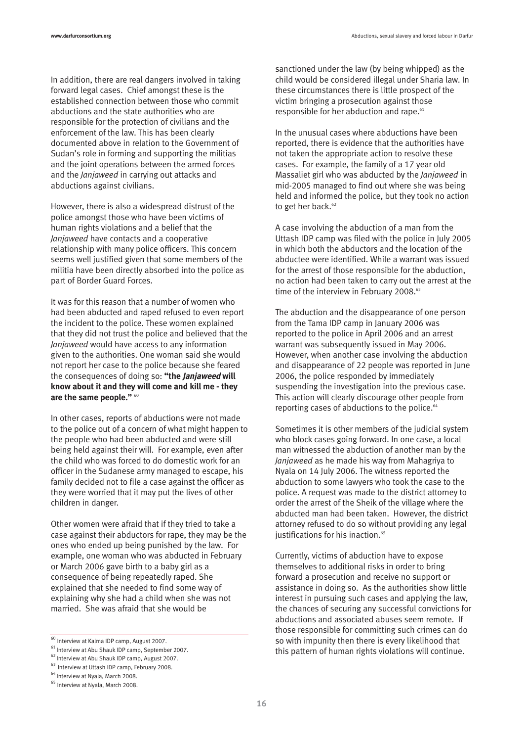In addition, there are real dangers involved in taking forward legal cases. Chief amongst these is the established connection between those who commit abductions and the state authorities who are responsible for the protection of civilians and the enforcement of the law. This has been clearly documented above in relation to the Government of Sudan's role in forming and supporting the militias and the joint operations between the armed forces and the *Janjaweed* in carrying out attacks and abductions against civilians.

However, there is also a widespread distrust of the police amongst those who have been victims of human rights violations and a belief that the *Janjaweed* have contacts and a cooperative relationship with many police officers. This concern seems well justified given that some members of the militia have been directly absorbed into the police as part of Border Guard Forces.

It was for this reason that a number of women who had been abducted and raped refused to even report the incident to the police. These women explained that they did not trust the police and believed that the *Janjaweed* would have access to any information given to the authorities. One woman said she would not report her case to the police because she feared the consequences of doing so: **"the *Janjaweed* will know about it and they will come and kill me - they are the same people."** [60]

In other cases, reports of abductions were not made to the police out of a concern of what might happen to the people who had been abducted and were still being held against their will. For example, even after the child who was forced to do domestic work for an officer in the Sudanese army managed to escape, his family decided not to file a case against the officer as they were worried that it may put the lives of other children in danger.

Other women were afraid that if they tried to take a case against their abductors for rape, they may be the ones who ended up being punished by the law. For example, one woman who was abducted in February or March 2006 gave birth to a baby girl as a consequence of being repeatedly raped. She explained that she needed to find some way of explaining why she had a child when she was not married. She was afraid that she would be sanctioned under the law (by being whipped) as the child would be considered illegal under Sharia law. In these circumstances there is little prospect of the victim bringing a prosecution against those responsible for her abduction and rape.[61]

In the unusual cases where abductions have been reported, there is evidence that the authorities have not taken the appropriate action to resolve these cases. For example, the family of a 17 year old Massaliet girl who was abducted by the *Janjaweed* in mid-2005 managed to find out where she was being held and informed the police, but they took no action to get her back.[62]

A case involving the abduction of a man from the Uttash IDP camp was filed with the police in July 2005 in which both the abductors and the location of the abductee were identified. While a warrant was issued for the arrest of those responsible for the abduction, no action had been taken to carry out the arrest at the time of the interview in February 2008.[63]

The abduction and the disappearance of one person from the Tama IDP camp in January 2006 was reported to the police in April 2006 and an arrest warrant was subsequently issued in May 2006. However, when another case involving the abduction and disappearance of 22 people was reported in June 2006, the police responded by immediately suspending the investigation into the previous case. This action will clearly discourage other people from reporting cases of abductions to the police.[64]

Sometimes it is other members of the judicial system who block cases going forward. In one case, a local man witnessed the abduction of another man by the *Janjaweed* as he made his way from Mahagriya to Nyala on 14 July 2006. The witness reported the abduction to some lawyers who took the case to the police. A request was made to the district attorney to order the arrest of the Sheik of the village where the abducted man had been taken. However, the district attorney refused to do so without providing any legal justifications for his inaction.[65]

Currently, victims of abduction have to expose themselves to additional risks in order to bring forward a prosecution and receive no support or assistance in doing so. As the authorities show little interest in pursuing such cases and applying the law, the chances of securing any successful convictions for abductions and associated abuses seem remote. If those responsible for committing such crimes can do so with impunity then there is every likelihood that this pattern of human rights violations will continue.

---

[60] Interview at Kalma IDP camp, August 2007.

[61] Interview at Abu Shauk IDP camp, September 2007.

[62] Interview at Abu Shauk IDP camp, August 2007.

[63] Interview at Uttash IDP camp, February 2008.

[64] Interview at Nyala, March 2008.

[65] Interview at Nyala, March 2008.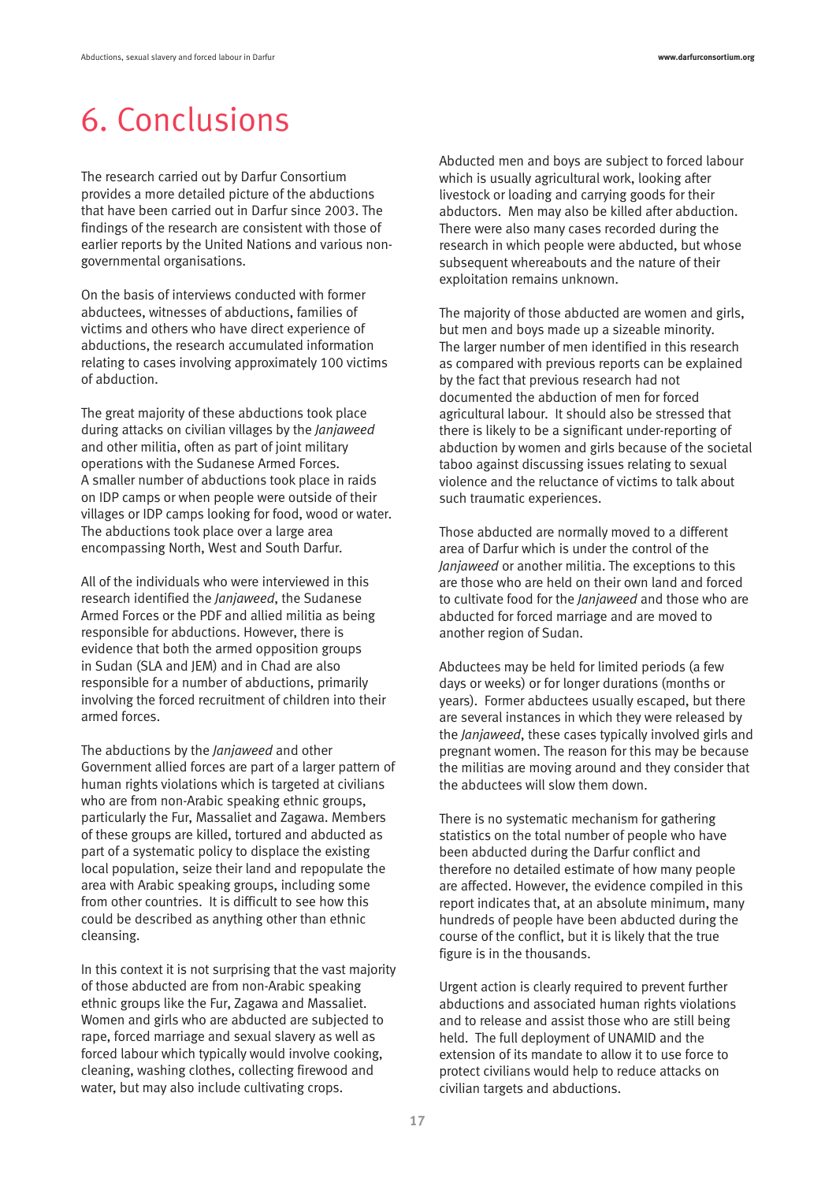# 6. Conclusions

The research carried out by Darfur Consortium provides a more detailed picture of the abductions that have been carried out in Darfur since 2003. The findings of the research are consistent with those of earlier reports by the United Nations and various non-governmental organisations.

On the basis of interviews conducted with former abductees, witnesses of abductions, families of victims and others who have direct experience of abductions, the research accumulated information relating to cases involving approximately 100 victims of abduction.

The great majority of these abductions took place during attacks on civilian villages by the *Janjaweed* and other militia, often as part of joint military operations with the Sudanese Armed Forces. A smaller number of abductions took place in raids on IDP camps or when people were outside of their villages or IDP camps looking for food, wood or water. The abductions took place over a large area encompassing North, West and South Darfur.

All of the individuals who were interviewed in this research identified the *Janjaweed*, the Sudanese Armed Forces or the PDF and allied militia as being responsible for abductions. However, there is evidence that both the armed opposition groups in Sudan (SLA and JEM) and in Chad are also responsible for a number of abductions, primarily involving the forced recruitment of children into their armed forces.

The abductions by the *Janjaweed* and other Government allied forces are part of a larger pattern of human rights violations which is targeted at civilians who are from non-Arabic speaking ethnic groups, particularly the Fur, Massaliet and Zagawa. Members of these groups are killed, tortured and abducted as part of a systematic policy to displace the existing local population, seize their land and repopulate the area with Arabic speaking groups, including some from other countries. It is difficult to see how this could be described as anything other than ethnic cleansing.

In this context it is not surprising that the vast majority of those abducted are from non-Arabic speaking ethnic groups like the Fur, Zagawa and Massaliet. Women and girls who are abducted are subjected to rape, forced marriage and sexual slavery as well as forced labour which typically would involve cooking, cleaning, washing clothes, collecting firewood and water, but may also include cultivating crops.

Abducted men and boys are subject to forced labour which is usually agricultural work, looking after livestock or loading and carrying goods for their abductors. Men may also be killed after abduction. There were also many cases recorded during the research in which people were abducted, but whose subsequent whereabouts and the nature of their exploitation remains unknown.

The majority of those abducted are women and girls, but men and boys made up a sizeable minority. The larger number of men identified in this research as compared with previous reports can be explained by the fact that previous research had not documented the abduction of men for forced agricultural labour. It should also be stressed that there is likely to be a significant under-reporting of abduction by women and girls because of the societal taboo against discussing issues relating to sexual violence and the reluctance of victims to talk about such traumatic experiences.

Those abducted are normally moved to a different area of Darfur which is under the control of the *Janjaweed* or another militia. The exceptions to this are those who are held on their own land and forced to cultivate food for the *Janjaweed* and those who are abducted for forced marriage and are moved to another region of Sudan.

Abductees may be held for limited periods (a few days or weeks) or for longer durations (months or years). Former abductees usually escaped, but there are several instances in which they were released by the *Janjaweed*, these cases typically involved girls and pregnant women. The reason for this may be because the militias are moving around and they consider that the abductees will slow them down.

There is no systematic mechanism for gathering statistics on the total number of people who have been abducted during the Darfur conflict and therefore no detailed estimate of how many people are affected. However, the evidence compiled in this report indicates that, at an absolute minimum, many hundreds of people have been abducted during the course of the conflict, but it is likely that the true figure is in the thousands.

Urgent action is clearly required to prevent further abductions and associated human rights violations and to release and assist those who are still being held. The full deployment of UNAMID and the extension of its mandate to allow it to use force to protect civilians would help to reduce attacks on civilian targets and abductions.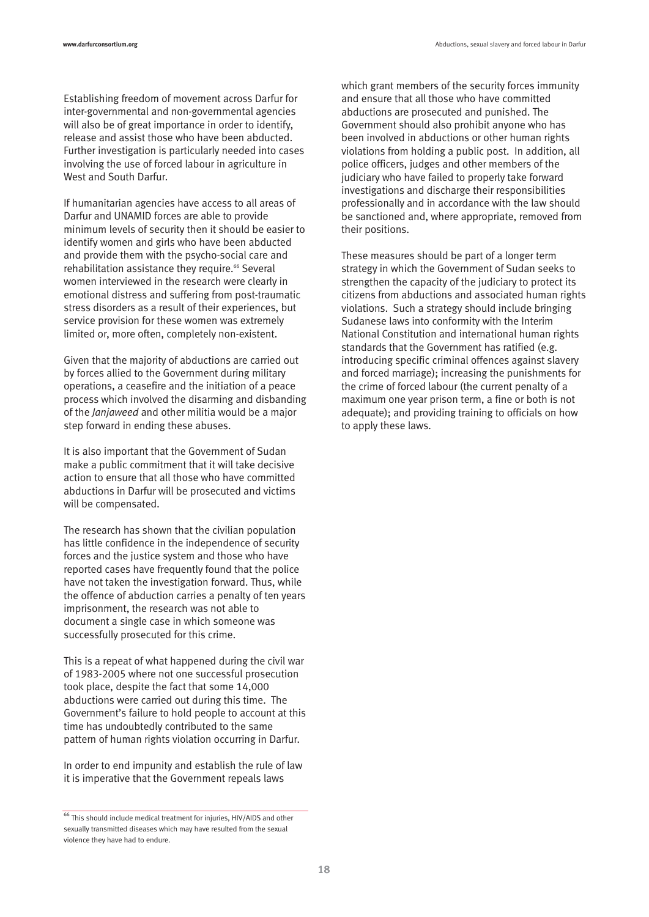Establishing freedom of movement across Darfur for inter-governmental and non-governmental agencies will also be of great importance in order to identify, release and assist those who have been abducted. Further investigation is particularly needed into cases involving the use of forced labour in agriculture in West and South Darfur.

If humanitarian agencies have access to all areas of Darfur and UNAMID forces are able to provide minimum levels of security then it should be easier to identify women and girls who have been abducted and provide them with the psycho-social care and rehabilitation assistance they require.[66] Several women interviewed in the research were clearly in emotional distress and suffering from post-traumatic stress disorders as a result of their experiences, but service provision for these women was extremely limited or, more often, completely non-existent.

Given that the majority of abductions are carried out by forces allied to the Government during military operations, a ceasefire and the initiation of a peace process which involved the disarming and disbanding of the *Janjaweed* and other militia would be a major step forward in ending these abuses.

It is also important that the Government of Sudan make a public commitment that it will take decisive action to ensure that all those who have committed abductions in Darfur will be prosecuted and victims will be compensated.

The research has shown that the civilian population has little confidence in the independence of security forces and the justice system and those who have reported cases have frequently found that the police have not taken the investigation forward. Thus, while the offence of abduction carries a penalty of ten years imprisonment, the research was not able to document a single case in which someone was successfully prosecuted for this crime.

This is a repeat of what happened during the civil war of 1983-2005 where not one successful prosecution took place, despite the fact that some 14,000 abductions were carried out during this time. The Government's failure to hold people to account at this time has undoubtedly contributed to the same pattern of human rights violation occurring in Darfur.

In order to end impunity and establish the rule of law it is imperative that the Government repeals laws which grant members of the security forces immunity and ensure that all those who have committed abductions are prosecuted and punished. The Government should also prohibit anyone who has been involved in abductions or other human rights violations from holding a public post. In addition, all police officers, judges and other members of the judiciary who have failed to properly take forward investigations and discharge their responsibilities professionally and in accordance with the law should be sanctioned and, where appropriate, removed from their positions.

These measures should be part of a longer term strategy in which the Government of Sudan seeks to strengthen the capacity of the judiciary to protect its citizens from abductions and associated human rights violations. Such a strategy should include bringing Sudanese laws into conformity with the Interim National Constitution and international human rights standards that the Government has ratified (e.g. introducing specific criminal offences against slavery and forced marriage); increasing the punishments for the crime of forced labour (the current penalty of a maximum one year prison term, a fine or both is not adequate); and providing training to officials on how to apply these laws.

---

[66] This should include medical treatment for injuries, HIV/AIDS and other sexually transmitted diseases which may have resulted from the sexual violence they have had to endure.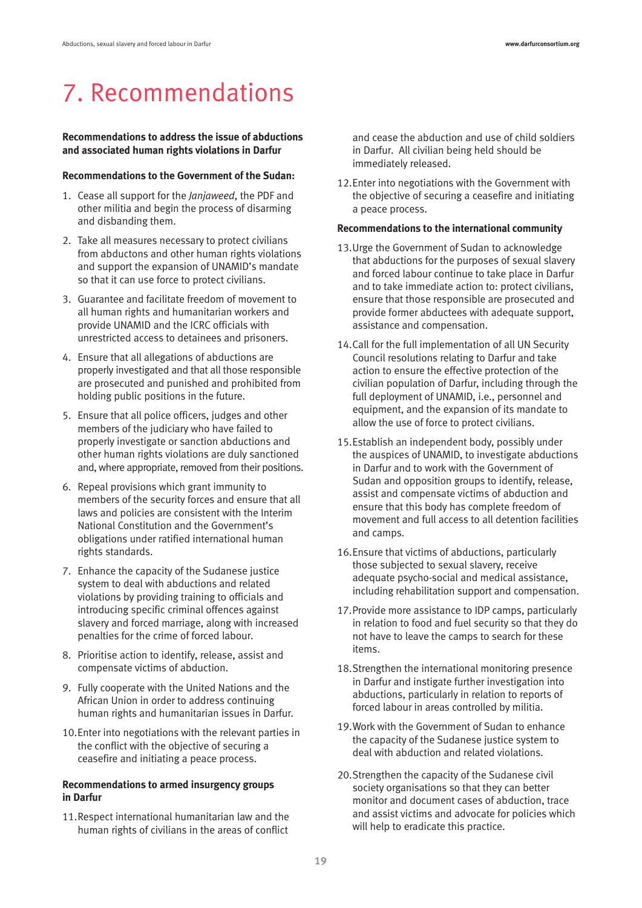# 7. Recommendations

**Recommendations to address the issue of abductions and associated human rights violations in Darfur**

**Recommendations to the Government of the Sudan:**

1. Cease all support for the *Janjaweed*, the PDF and other militia and begin the process of disarming and disbanding them.
2. Take all measures necessary to protect civilians from abductons and other human rights violations and support the expansion of UNAMID's mandate so that it can use force to protect civilians.
3. Guarantee and facilitate freedom of movement to all human rights and humanitarian workers and provide UNAMID and the ICRC officials with unrestricted access to detainees and prisoners.
4. Ensure that all allegations of abductions are properly investigated and that all those responsible are prosecuted and punished and prohibited from holding public positions in the future.
5. Ensure that all police officers, judges and other members of the judiciary who have failed to properly investigate or sanction abductions and other human rights violations are duly sanctioned and, where appropriate, removed from their positions.
6. Repeal provisions which grant immunity to members of the security forces and ensure that all laws and policies are consistent with the Interim National Constitution and the Government's obligations under ratified international human rights standards.
7. Enhance the capacity of the Sudanese justice system to deal with abductions and related violations by providing training to officials and introducing specific criminal offences against slavery and forced marriage, along with increased penalties for the crime of forced labour.
8. Prioritise action to identify, release, assist and compensate victims of abduction.
9. Fully cooperate with the United Nations and the African Union in order to address continuing human rights and humanitarian issues in Darfur.
10. Enter into negotiations with the relevant parties in the conflict with the objective of securing a ceasefire and initiating a peace process.

**Recommendations to armed insurgency groups in Darfur**

11. Respect international humanitarian law and the human rights of civilians in the areas of conflict and cease the abduction and use of child soldiers in Darfur. All civilian being held should be immediately released.
12. Enter into negotiations with the Government with the objective of securing a ceasefire and initiating a peace process.

**Recommendations to the international community**

13. Urge the Government of Sudan to acknowledge that abductions for the purposes of sexual slavery and forced labour continue to take place in Darfur and to take immediate action to: protect civilians, ensure that those responsible are prosecuted and provide former abductees with adequate support, assistance and compensation.
14. Call for the full implementation of all UN Security Council resolutions relating to Darfur and take action to ensure the effective protection of the civilian population of Darfur, including through the full deployment of UNAMID, i.e., personnel and equipment, and the expansion of its mandate to allow the use of force to protect civilians.
15. Establish an independent body, possibly under the auspices of UNAMID, to investigate abductions in Darfur and to work with the Government of Sudan and opposition groups to identify, release, assist and compensate victims of abduction and ensure that this body has complete freedom of movement and full access to all detention facilities and camps.
16. Ensure that victims of abductions, particularly those subjected to sexual slavery, receive adequate psycho-social and medical assistance, including rehabilitation support and compensation.
17. Provide more assistance to IDP camps, particularly in relation to food and fuel security so that they do not have to leave the camps to search for these items.
18. Strengthen the international monitoring presence in Darfur and instigate further investigation into abductions, particularly in relation to reports of forced labour in areas controlled by militia.
19. Work with the Government of Sudan to enhance the capacity of the Sudanese justice system to deal with abduction and related violations.
20. Strengthen the capacity of the Sudanese civil society organisations so that they can better monitor and document cases of abduction, trace and assist victims and advocate for policies which will help to eradicate this practice.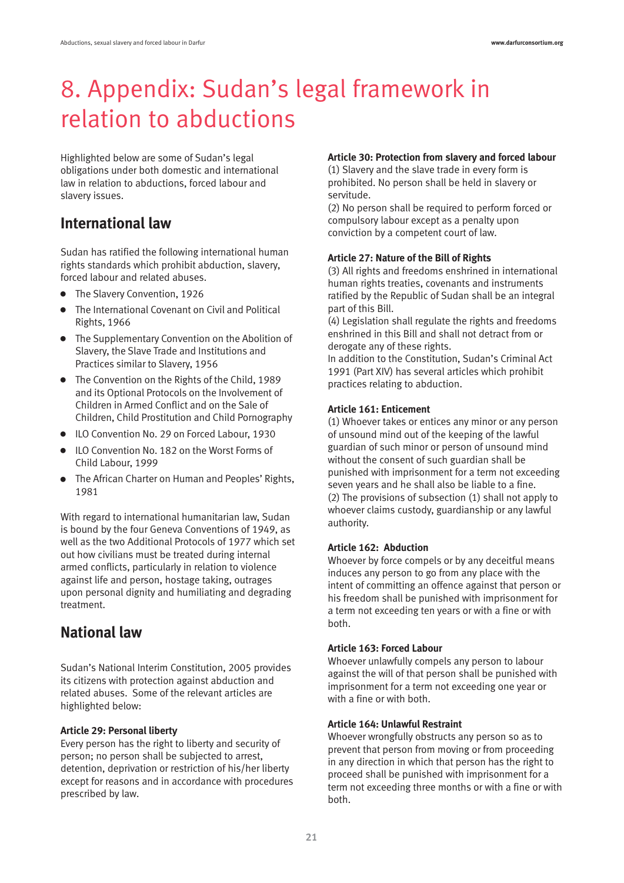# 8. Appendix: Sudan's legal framework in relation to abductions

Highlighted below are some of Sudan's legal obligations under both domestic and international law in relation to abductions, forced labour and slavery issues.

## International law

Sudan has ratified the following international human rights standards which prohibit abduction, slavery, forced labour and related abuses.

- The Slavery Convention, 1926
- The International Covenant on Civil and Political Rights, 1966
- The Supplementary Convention on the Abolition of Slavery, the Slave Trade and Institutions and Practices similar to Slavery, 1956
- The Convention on the Rights of the Child, 1989 and its Optional Protocols on the Involvement of Children in Armed Conflict and on the Sale of Children, Child Prostitution and Child Pornography
- ILO Convention No. 29 on Forced Labour, 1930
- ILO Convention No. 182 on the Worst Forms of Child Labour, 1999
- The African Charter on Human and Peoples' Rights, 1981

With regard to international humanitarian law, Sudan is bound by the four Geneva Conventions of 1949, as well as the two Additional Protocols of 1977 which set out how civilians must be treated during internal armed conflicts, particularly in relation to violence against life and person, hostage taking, outrages upon personal dignity and humiliating and degrading treatment.

## National law

Sudan's National Interim Constitution, 2005 provides its citizens with protection against abduction and related abuses. Some of the relevant articles are highlighted below:

**Article 29: Personal liberty**
Every person has the right to liberty and security of person; no person shall be subjected to arrest, detention, deprivation or restriction of his/her liberty except for reasons and in accordance with procedures prescribed by law.

**Article 30: Protection from slavery and forced labour**
(1) Slavery and the slave trade in every form is prohibited. No person shall be held in slavery or servitude.
(2) No person shall be required to perform forced or compulsory labour except as a penalty upon conviction by a competent court of law.

**Article 27: Nature of the Bill of Rights**
(3) All rights and freedoms enshrined in international human rights treaties, covenants and instruments ratified by the Republic of Sudan shall be an integral part of this Bill.
(4) Legislation shall regulate the rights and freedoms enshrined in this Bill and shall not detract from or derogate any of these rights.
In addition to the Constitution, Sudan's Criminal Act 1991 (Part XIV) has several articles which prohibit practices relating to abduction.

**Article 161: Enticement**
(1) Whoever takes or entices any minor or any person of unsound mind out of the keeping of the lawful guardian of such minor or person of unsound mind without the consent of such guardian shall be punished with imprisonment for a term not exceeding seven years and he shall also be liable to a fine.
(2) The provisions of subsection (1) shall not apply to whoever claims custody, guardianship or any lawful authority.

**Article 162: Abduction**
Whoever by force compels or by any deceitful means induces any person to go from any place with the intent of committing an offence against that person or his freedom shall be punished with imprisonment for a term not exceeding ten years or with a fine or with both.

**Article 163: Forced Labour**
Whoever unlawfully compels any person to labour against the will of that person shall be punished with imprisonment for a term not exceeding one year or with a fine or with both.

**Article 164: Unlawful Restraint**
Whoever wrongfully obstructs any person so as to prevent that person from moving or from proceeding in any direction in which that person has the right to proceed shall be punished with imprisonment for a term not exceeding three months or with a fine or with both.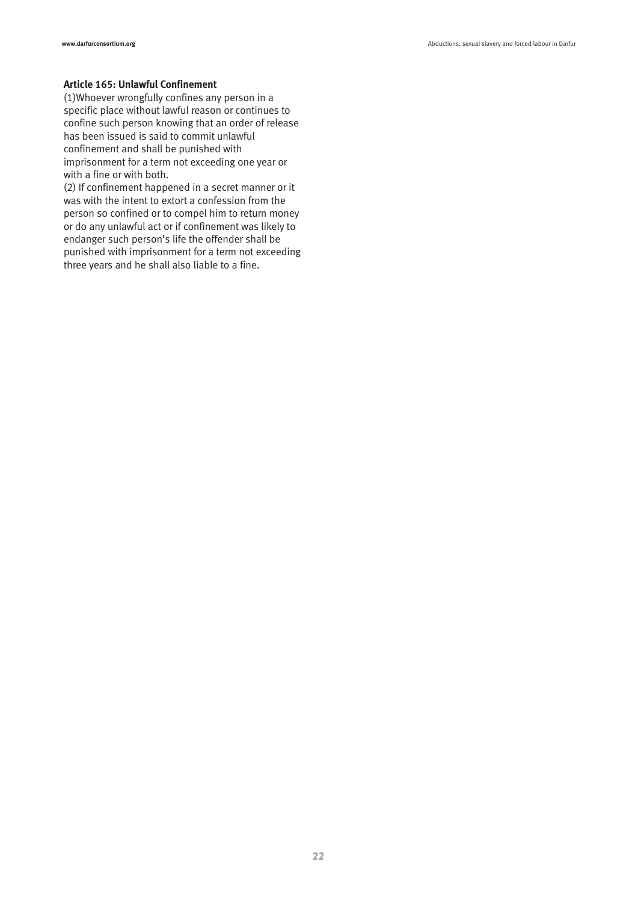**Article 165: Unlawful Confinement**

(1)Whoever wrongfully confines any person in a specific place without lawful reason or continues to confine such person knowing that an order of release has been issued is said to commit unlawful confinement and shall be punished with imprisonment for a term not exceeding one year or with a fine or with both.

(2) If confinement happened in a secret manner or it was with the intent to extort a confession from the person so confined or to compel him to return money or do any unlawful act or if confinement was likely to endanger such person's life the offender shall be punished with imprisonment for a term not exceeding three years and he shall also liable to a fine.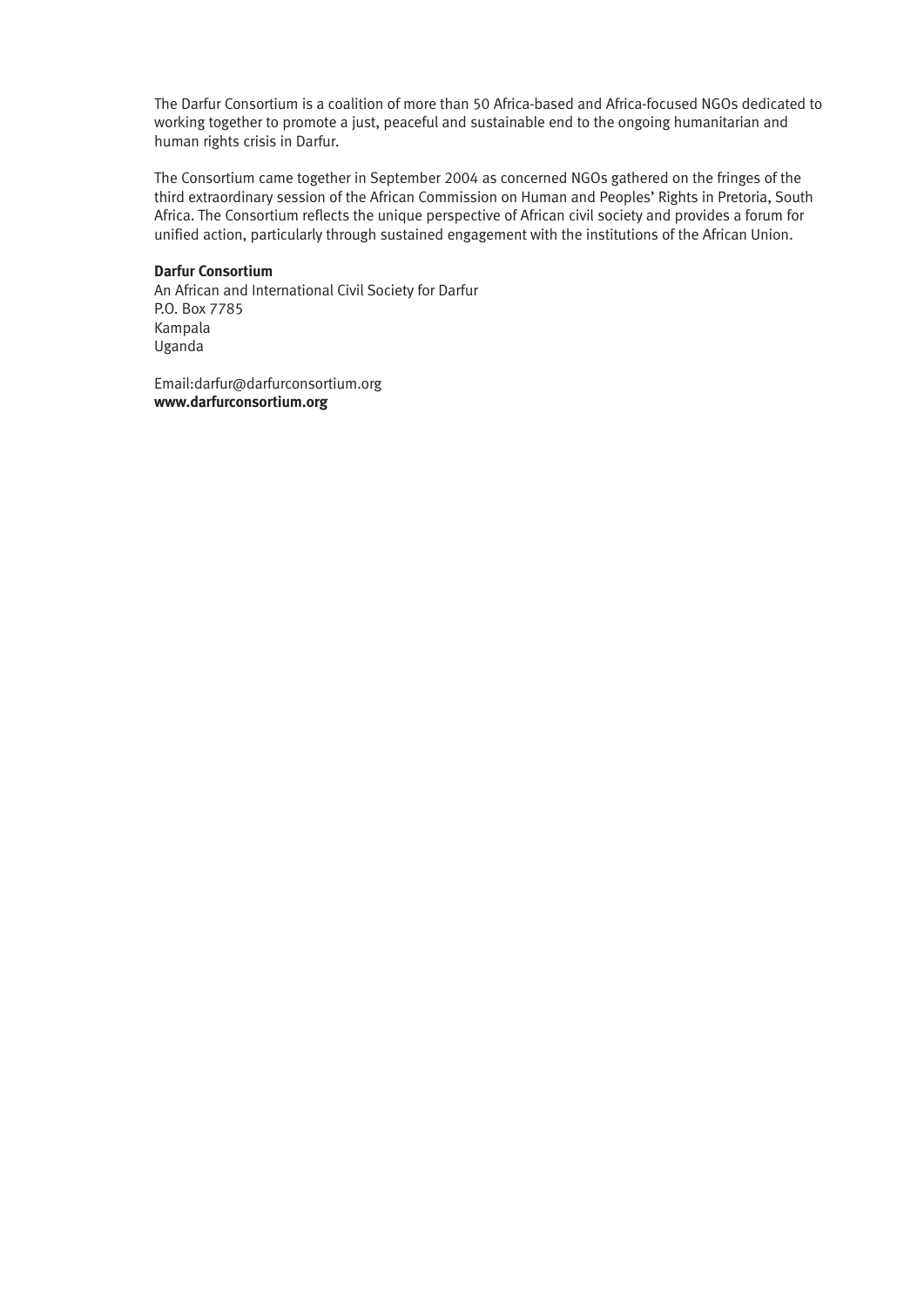The Darfur Consortium is a coalition of more than 50 Africa-based and Africa-focused NGOs dedicated to working together to promote a just, peaceful and sustainable end to the ongoing humanitarian and human rights crisis in Darfur.

The Consortium came together in September 2004 as concerned NGOs gathered on the fringes of the third extraordinary session of the African Commission on Human and Peoples' Rights in Pretoria, South Africa. The Consortium reflects the unique perspective of African civil society and provides a forum for unified action, particularly through sustained engagement with the institutions of the African Union.

**Darfur Consortium**
An African and International Civil Society for Darfur
P.O. Box 7785
Kampala
Uganda

Email:darfur@darfurconsortium.org
**www.darfurconsortium.org**